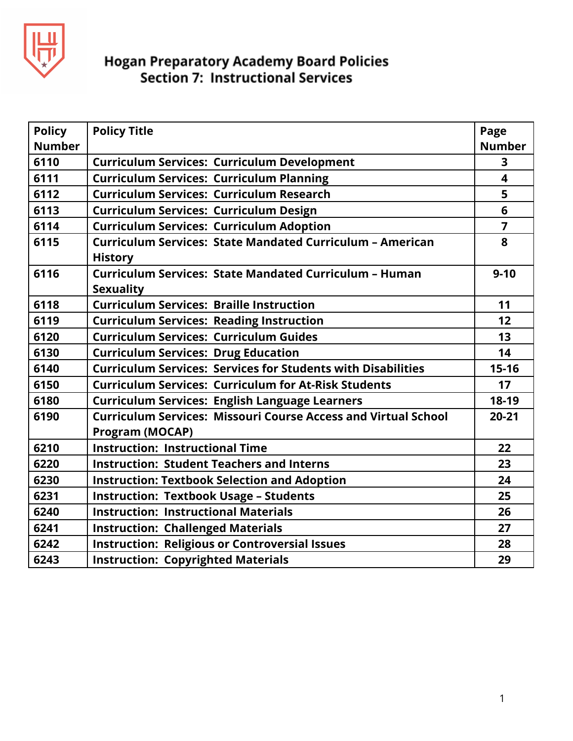# Hogan Preparatory Academy Board Policies
## Section 7: Instructional Services

| Policy Number | Policy Title | Page Number |
|---|---|---|
| 6110 | Curriculum Services: Curriculum Development | 3 |
| 6111 | Curriculum Services: Curriculum Planning | 4 |
| 6112 | Curriculum Services: Curriculum Research | 5 |
| 6113 | Curriculum Services: Curriculum Design | 6 |
| 6114 | Curriculum Services: Curriculum Adoption | 7 |
| 6115 | Curriculum Services: State Mandated Curriculum – American History | 8 |
| 6116 | Curriculum Services: State Mandated Curriculum – Human Sexuality | 9-10 |
| 6118 | Curriculum Services: Braille Instruction | 11 |
| 6119 | Curriculum Services: Reading Instruction | 12 |
| 6120 | Curriculum Services: Curriculum Guides | 13 |
| 6130 | Curriculum Services: Drug Education | 14 |
| 6140 | Curriculum Services: Services for Students with Disabilities | 15-16 |
| 6150 | Curriculum Services: Curriculum for At-Risk Students | 17 |
| 6180 | Curriculum Services: English Language Learners | 18-19 |
| 6190 | Curriculum Services: Missouri Course Access and Virtual School Program (MOCAP) | 20-21 |
| 6210 | Instruction: Instructional Time | 22 |
| 6220 | Instruction: Student Teachers and Interns | 23 |
| 6230 | Instruction: Textbook Selection and Adoption | 24 |
| 6231 | Instruction: Textbook Usage – Students | 25 |
| 6240 | Instruction: Instructional Materials | 26 |
| 6241 | Instruction: Challenged Materials | 27 |
| 6242 | Instruction: Religious or Controversial Issues | 28 |
| 6243 | Instruction: Copyrighted Materials | 29 |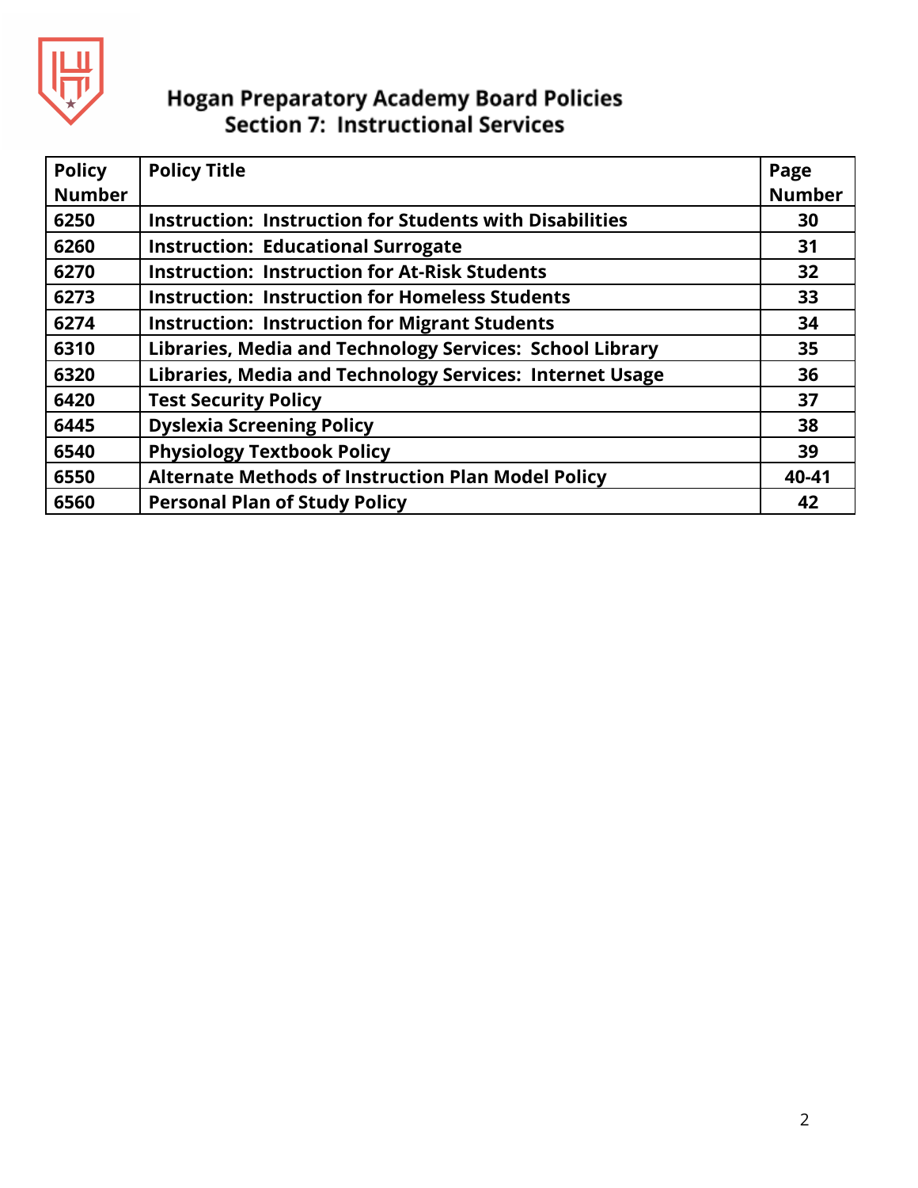# Hogan Preparatory Academy Board Policies
## Section 7: Instructional Services

| Policy Number | Policy Title | Page Number |
|---|---|---|
| 6250 | Instruction: Instruction for Students with Disabilities | 30 |
| 6260 | Instruction: Educational Surrogate | 31 |
| 6270 | Instruction: Instruction for At-Risk Students | 32 |
| 6273 | Instruction: Instruction for Homeless Students | 33 |
| 6274 | Instruction: Instruction for Migrant Students | 34 |
| 6310 | Libraries, Media and Technology Services: School Library | 35 |
| 6320 | Libraries, Media and Technology Services: Internet Usage | 36 |
| 6420 | Test Security Policy | 37 |
| 6445 | Dyslexia Screening Policy | 38 |
| 6540 | Physiology Textbook Policy | 39 |
| 6550 | Alternate Methods of Instruction Plan Model Policy | 40-41 |
| 6560 | Personal Plan of Study Policy | 42 |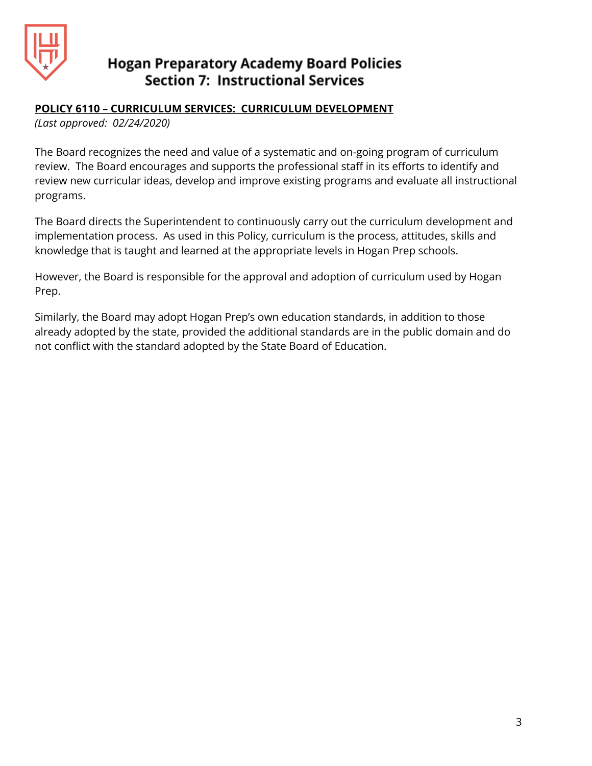# Hogan Preparatory Academy Board Policies
## Section 7: Instructional Services

**POLICY 6110 – CURRICULUM SERVICES: CURRICULUM DEVELOPMENT**
*(Last approved: 02/24/2020)*

The Board recognizes the need and value of a systematic and on-going program of curriculum review. The Board encourages and supports the professional staff in its efforts to identify and review new curricular ideas, develop and improve existing programs and evaluate all instructional programs.

The Board directs the Superintendent to continuously carry out the curriculum development and implementation process. As used in this Policy, curriculum is the process, attitudes, skills and knowledge that is taught and learned at the appropriate levels in Hogan Prep schools.

However, the Board is responsible for the approval and adoption of curriculum used by Hogan Prep.

Similarly, the Board may adopt Hogan Prep's own education standards, in addition to those already adopted by the state, provided the additional standards are in the public domain and do not conflict with the standard adopted by the State Board of Education.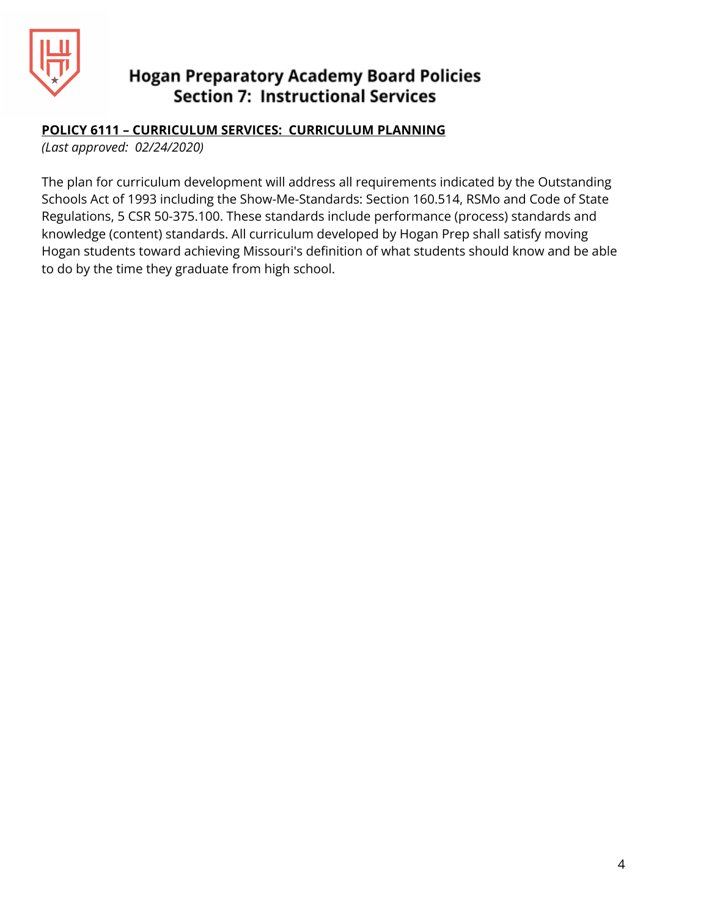**POLICY 6111 – CURRICULUM SERVICES: CURRICULUM PLANNING**

*(Last approved: 02/24/2020)*

The plan for curriculum development will address all requirements indicated by the Outstanding Schools Act of 1993 including the Show-Me-Standards: Section 160.514, RSMo and Code of State Regulations, 5 CSR 50-375.100. These standards include performance (process) standards and knowledge (content) standards. All curriculum developed by Hogan Prep shall satisfy moving Hogan students toward achieving Missouri's definition of what students should know and be able to do by the time they graduate from high school.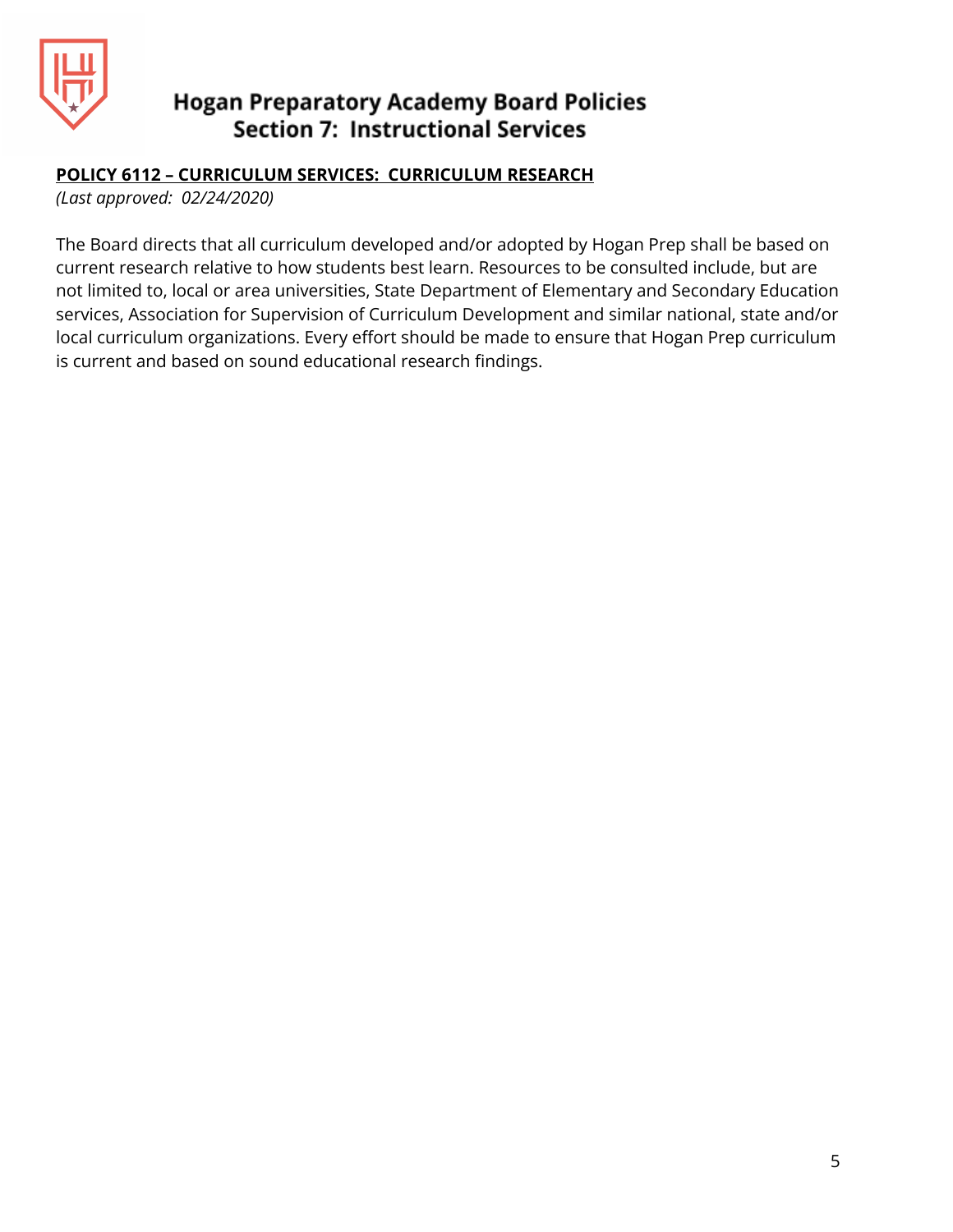**POLICY 6112 – CURRICULUM SERVICES: CURRICULUM RESEARCH**

*(Last approved: 02/24/2020)*

The Board directs that all curriculum developed and/or adopted by Hogan Prep shall be based on current research relative to how students best learn. Resources to be consulted include, but are not limited to, local or area universities, State Department of Elementary and Secondary Education services, Association for Supervision of Curriculum Development and similar national, state and/or local curriculum organizations. Every effort should be made to ensure that Hogan Prep curriculum is current and based on sound educational research findings.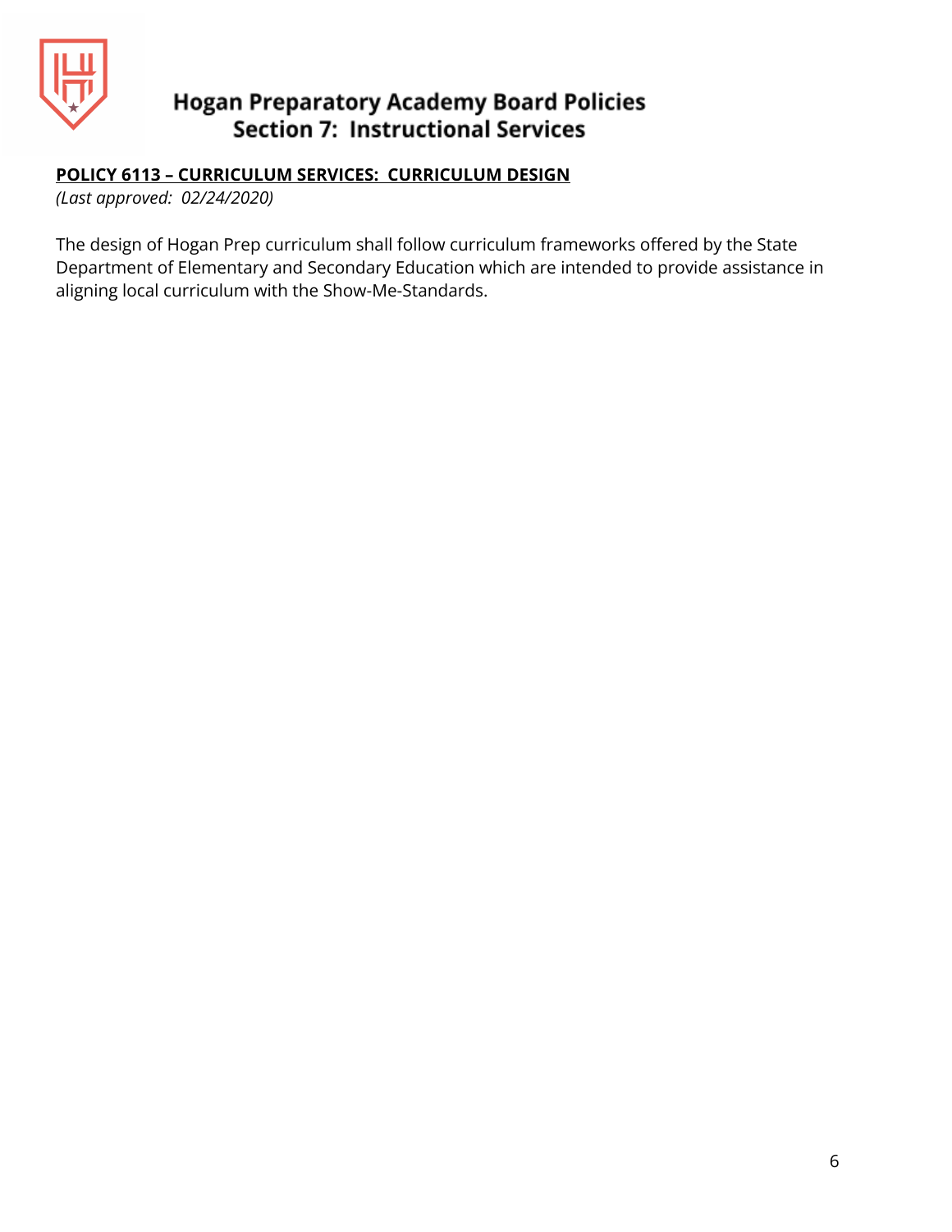**POLICY 6113 – CURRICULUM SERVICES: CURRICULUM DESIGN**

*(Last approved: 02/24/2020)*

The design of Hogan Prep curriculum shall follow curriculum frameworks offered by the State Department of Elementary and Secondary Education which are intended to provide assistance in aligning local curriculum with the Show-Me-Standards.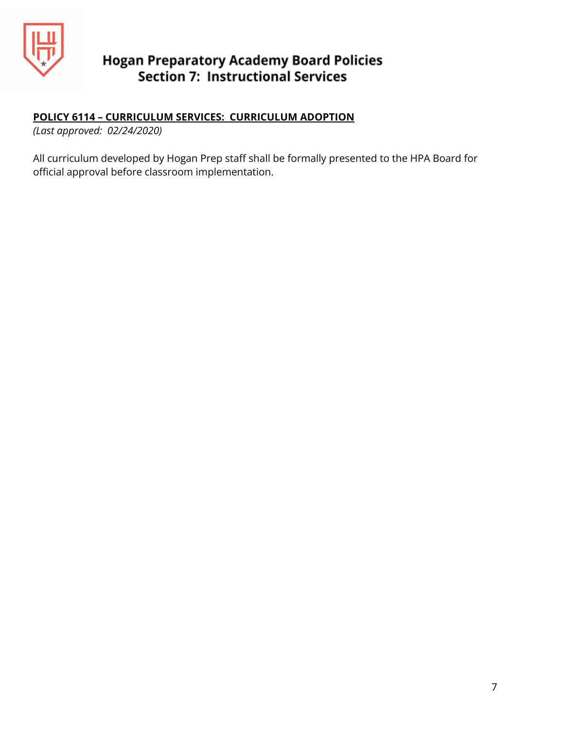## POLICY 6114 – CURRICULUM SERVICES: CURRICULUM ADOPTION

*(Last approved: 02/24/2020)*

All curriculum developed by Hogan Prep staff shall be formally presented to the HPA Board for official approval before classroom implementation.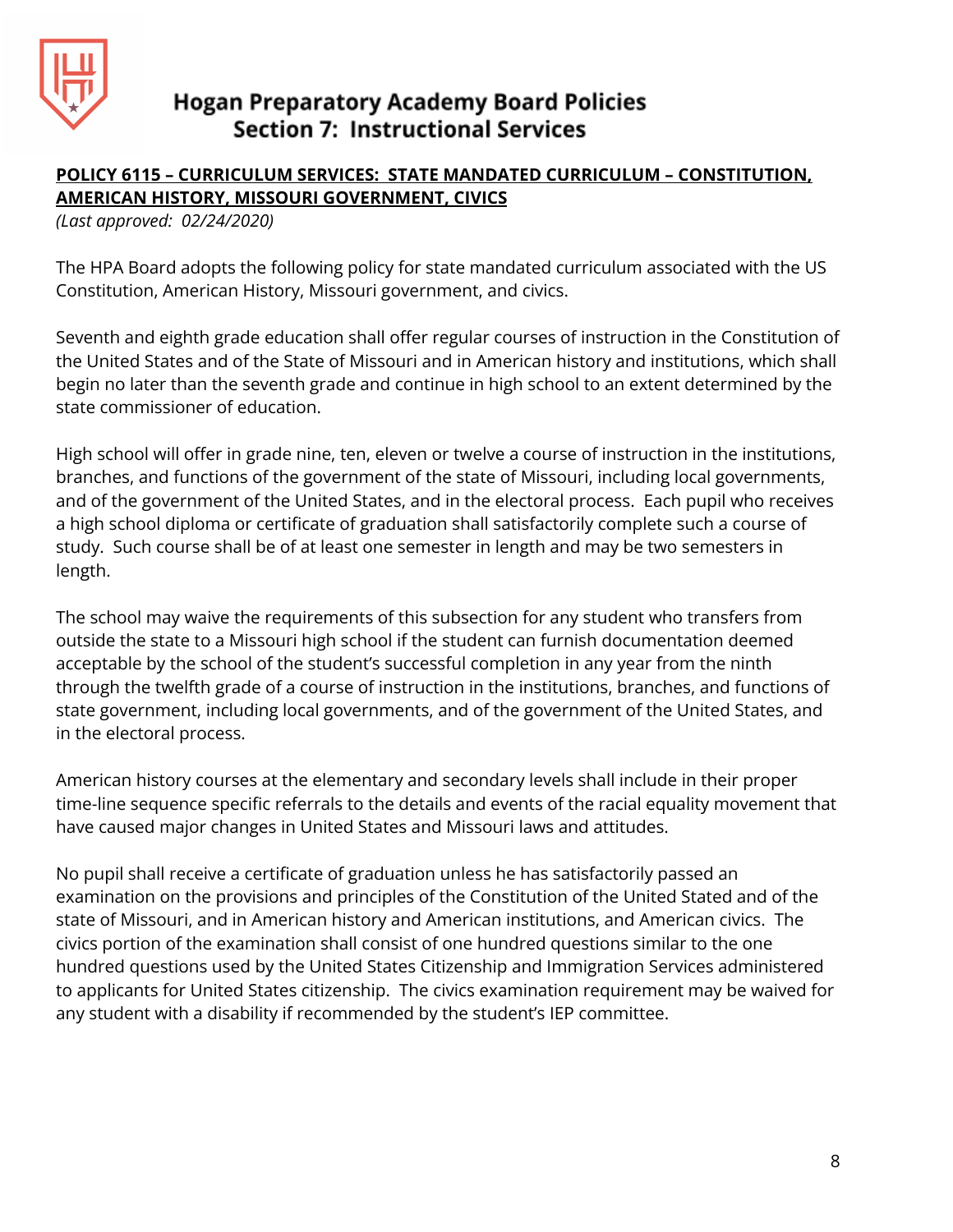**POLICY 6115 – CURRICULUM SERVICES: STATE MANDATED CURRICULUM – CONSTITUTION, AMERICAN HISTORY, MISSOURI GOVERNMENT, CIVICS**

*(Last approved: 02/24/2020)*

The HPA Board adopts the following policy for state mandated curriculum associated with the US Constitution, American History, Missouri government, and civics.

Seventh and eighth grade education shall offer regular courses of instruction in the Constitution of the United States and of the State of Missouri and in American history and institutions, which shall begin no later than the seventh grade and continue in high school to an extent determined by the state commissioner of education.

High school will offer in grade nine, ten, eleven or twelve a course of instruction in the institutions, branches, and functions of the government of the state of Missouri, including local governments, and of the government of the United States, and in the electoral process. Each pupil who receives a high school diploma or certificate of graduation shall satisfactorily complete such a course of study. Such course shall be of at least one semester in length and may be two semesters in length.

The school may waive the requirements of this subsection for any student who transfers from outside the state to a Missouri high school if the student can furnish documentation deemed acceptable by the school of the student's successful completion in any year from the ninth through the twelfth grade of a course of instruction in the institutions, branches, and functions of state government, including local governments, and of the government of the United States, and in the electoral process.

American history courses at the elementary and secondary levels shall include in their proper time-line sequence specific referrals to the details and events of the racial equality movement that have caused major changes in United States and Missouri laws and attitudes.

No pupil shall receive a certificate of graduation unless he has satisfactorily passed an examination on the provisions and principles of the Constitution of the United Stated and of the state of Missouri, and in American history and American institutions, and American civics. The civics portion of the examination shall consist of one hundred questions similar to the one hundred questions used by the United States Citizenship and Immigration Services administered to applicants for United States citizenship. The civics examination requirement may be waived for any student with a disability if recommended by the student's IEP committee.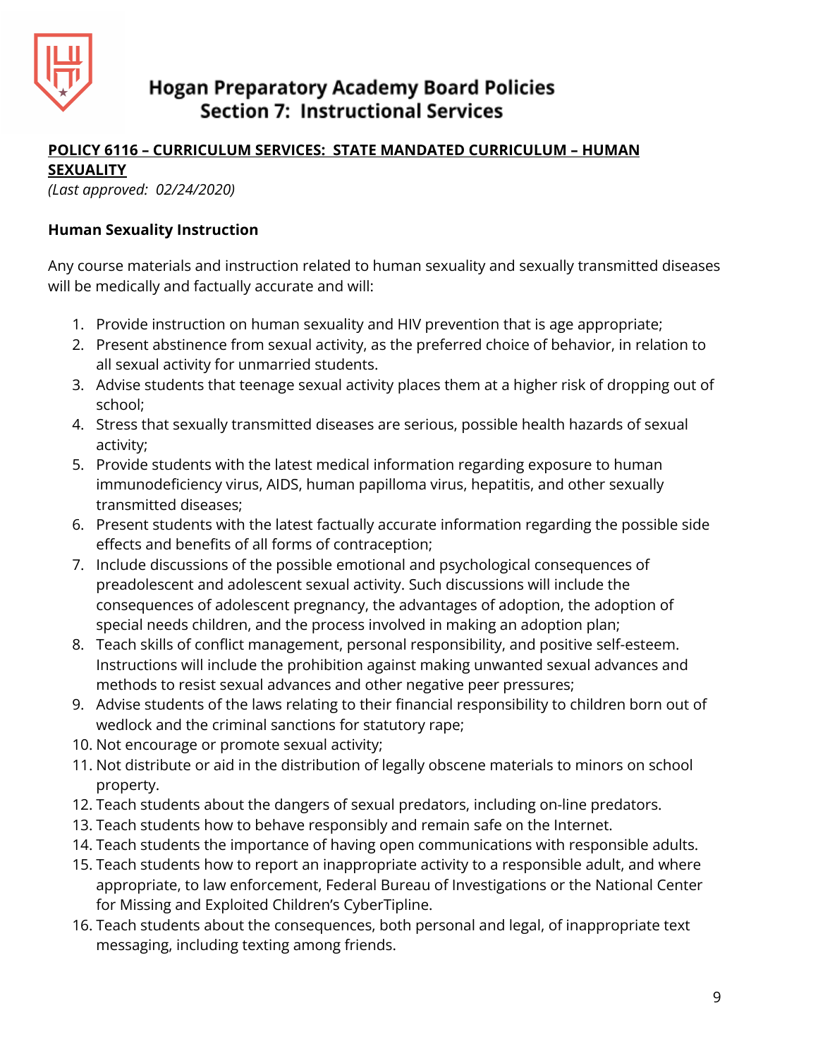# Hogan Preparatory Academy Board Policies
## Section 7: Instructional Services

**POLICY 6116 – CURRICULUM SERVICES: STATE MANDATED CURRICULUM – HUMAN SEXUALITY**

*(Last approved: 02/24/2020)*

### Human Sexuality Instruction

Any course materials and instruction related to human sexuality and sexually transmitted diseases will be medically and factually accurate and will:

1. Provide instruction on human sexuality and HIV prevention that is age appropriate;
2. Present abstinence from sexual activity, as the preferred choice of behavior, in relation to all sexual activity for unmarried students.
3. Advise students that teenage sexual activity places them at a higher risk of dropping out of school;
4. Stress that sexually transmitted diseases are serious, possible health hazards of sexual activity;
5. Provide students with the latest medical information regarding exposure to human immunodeficiency virus, AIDS, human papilloma virus, hepatitis, and other sexually transmitted diseases;
6. Present students with the latest factually accurate information regarding the possible side effects and benefits of all forms of contraception;
7. Include discussions of the possible emotional and psychological consequences of preadolescent and adolescent sexual activity. Such discussions will include the consequences of adolescent pregnancy, the advantages of adoption, the adoption of special needs children, and the process involved in making an adoption plan;
8. Teach skills of conflict management, personal responsibility, and positive self-esteem. Instructions will include the prohibition against making unwanted sexual advances and methods to resist sexual advances and other negative peer pressures;
9. Advise students of the laws relating to their financial responsibility to children born out of wedlock and the criminal sanctions for statutory rape;
10. Not encourage or promote sexual activity;
11. Not distribute or aid in the distribution of legally obscene materials to minors on school property.
12. Teach students about the dangers of sexual predators, including on-line predators.
13. Teach students how to behave responsibly and remain safe on the Internet.
14. Teach students the importance of having open communications with responsible adults.
15. Teach students how to report an inappropriate activity to a responsible adult, and where appropriate, to law enforcement, Federal Bureau of Investigations or the National Center for Missing and Exploited Children's CyberTipline.
16. Teach students about the consequences, both personal and legal, of inappropriate text messaging, including texting among friends.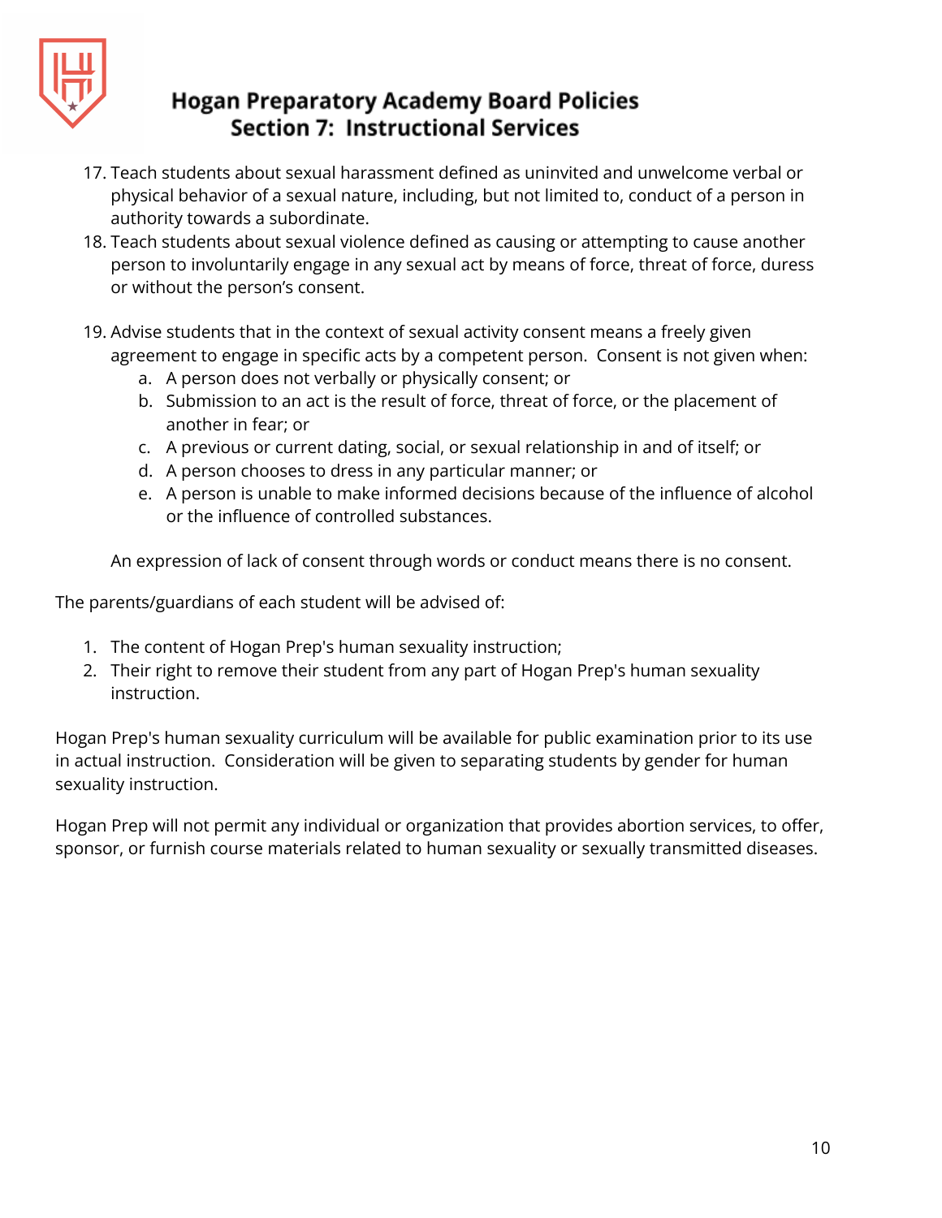17. Teach students about sexual harassment defined as uninvited and unwelcome verbal or physical behavior of a sexual nature, including, but not limited to, conduct of a person in authority towards a subordinate.
18. Teach students about sexual violence defined as causing or attempting to cause another person to involuntarily engage in any sexual act by means of force, threat of force, duress or without the person's consent.
19. Advise students that in the context of sexual activity consent means a freely given agreement to engage in specific acts by a competent person. Consent is not given when:
    a. A person does not verbally or physically consent; or
    b. Submission to an act is the result of force, threat of force, or the placement of another in fear; or
    c. A previous or current dating, social, or sexual relationship in and of itself; or
    d. A person chooses to dress in any particular manner; or
    e. A person is unable to make informed decisions because of the influence of alcohol or the influence of controlled substances.

    An expression of lack of consent through words or conduct means there is no consent.

The parents/guardians of each student will be advised of:

1. The content of Hogan Prep's human sexuality instruction;
2. Their right to remove their student from any part of Hogan Prep's human sexuality instruction.

Hogan Prep's human sexuality curriculum will be available for public examination prior to its use in actual instruction. Consideration will be given to separating students by gender for human sexuality instruction.

Hogan Prep will not permit any individual or organization that provides abortion services, to offer, sponsor, or furnish course materials related to human sexuality or sexually transmitted diseases.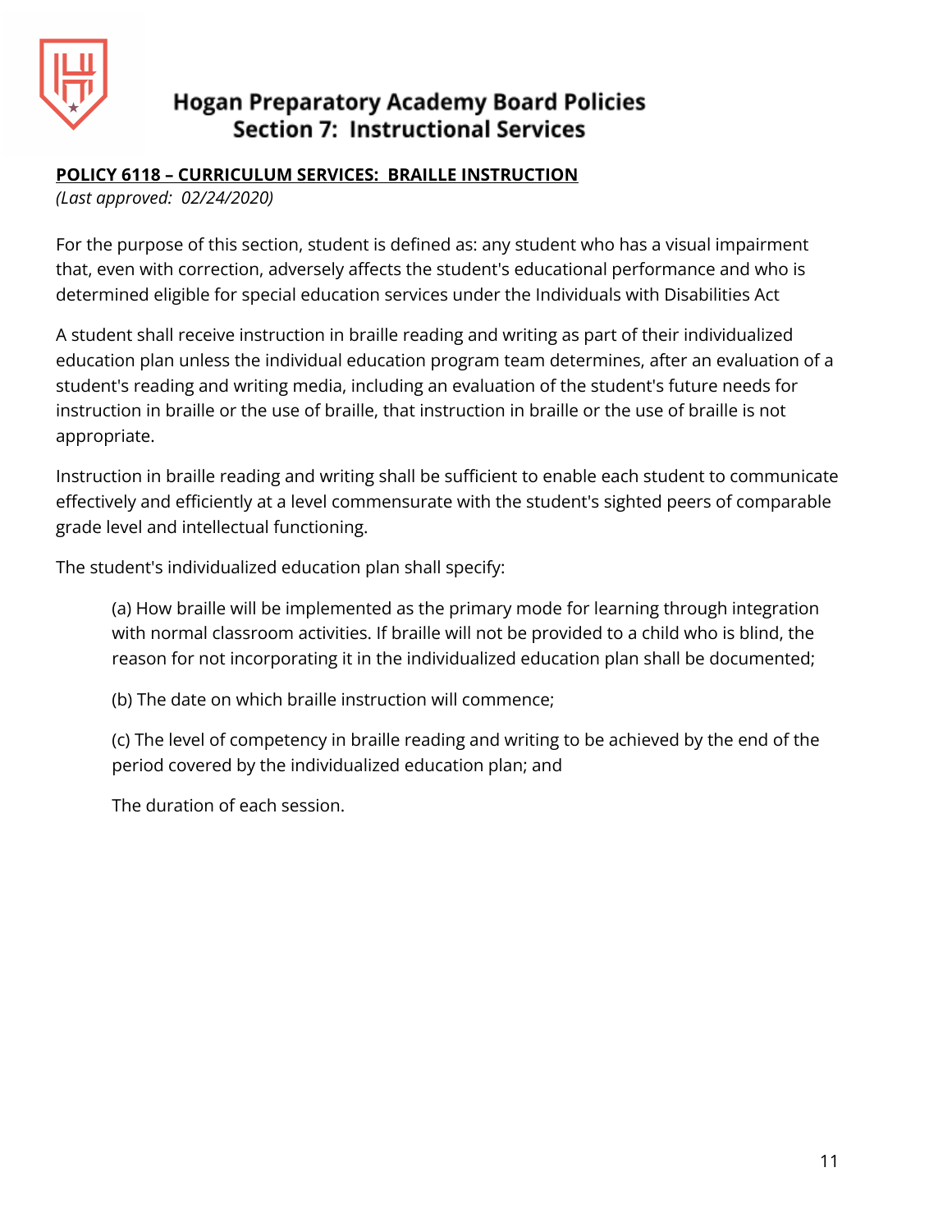# Hogan Preparatory Academy Board Policies
## Section 7: Instructional Services

**POLICY 6118 – CURRICULUM SERVICES: BRAILLE INSTRUCTION**

*(Last approved: 02/24/2020)*

For the purpose of this section, student is defined as: any student who has a visual impairment that, even with correction, adversely affects the student's educational performance and who is determined eligible for special education services under the Individuals with Disabilities Act

A student shall receive instruction in braille reading and writing as part of their individualized education plan unless the individual education program team determines, after an evaluation of a student's reading and writing media, including an evaluation of the student's future needs for instruction in braille or the use of braille, that instruction in braille or the use of braille is not appropriate.

Instruction in braille reading and writing shall be sufficient to enable each student to communicate effectively and efficiently at a level commensurate with the student's sighted peers of comparable grade level and intellectual functioning.

The student's individualized education plan shall specify:

> (a) How braille will be implemented as the primary mode for learning through integration with normal classroom activities. If braille will not be provided to a child who is blind, the reason for not incorporating it in the individualized education plan shall be documented;
>
> (b) The date on which braille instruction will commence;
>
> (c) The level of competency in braille reading and writing to be achieved by the end of the period covered by the individualized education plan; and
>
> The duration of each session.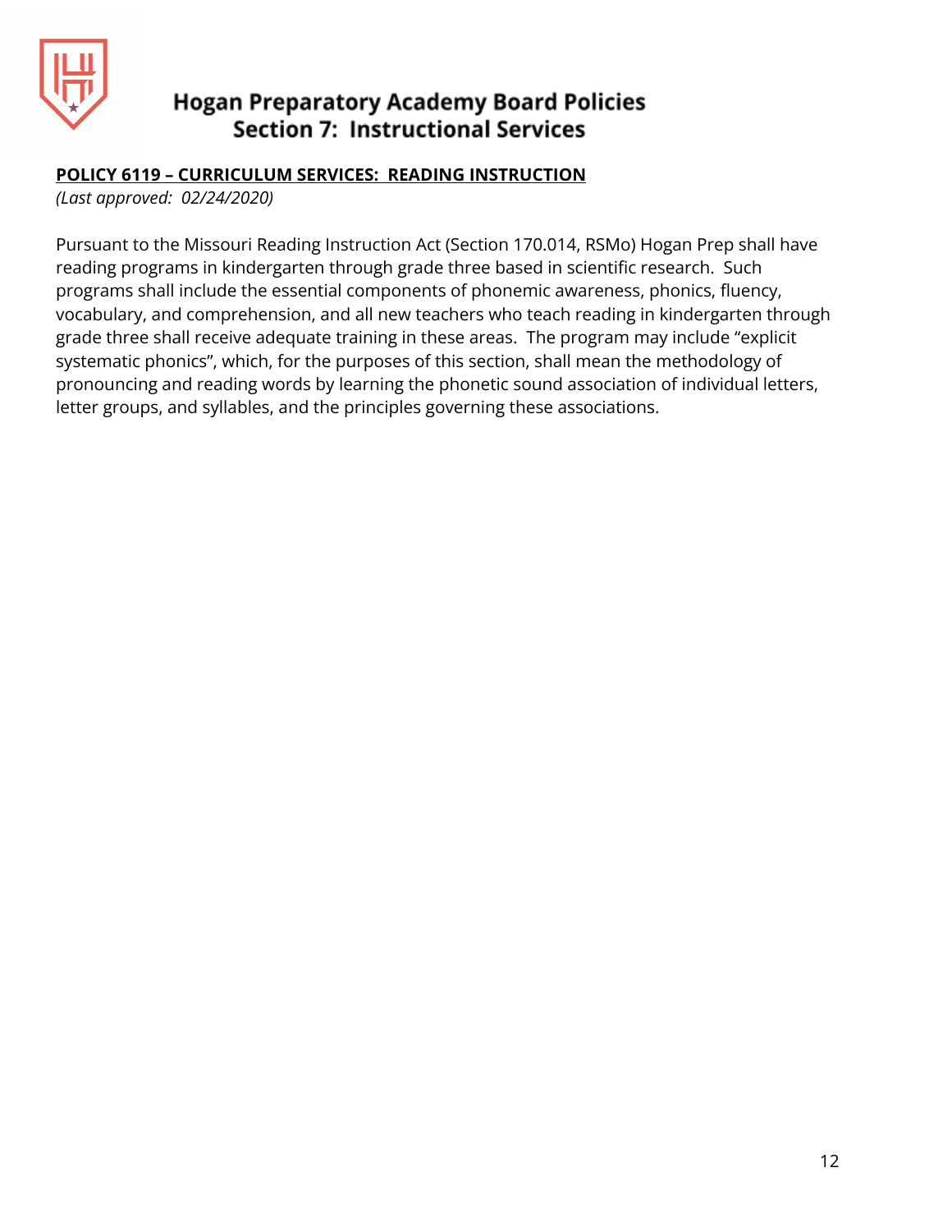**POLICY 6119 – CURRICULUM SERVICES: READING INSTRUCTION**

*(Last approved: 02/24/2020)*

Pursuant to the Missouri Reading Instruction Act (Section 170.014, RSMo) Hogan Prep shall have reading programs in kindergarten through grade three based in scientific research. Such programs shall include the essential components of phonemic awareness, phonics, fluency, vocabulary, and comprehension, and all new teachers who teach reading in kindergarten through grade three shall receive adequate training in these areas. The program may include "explicit systematic phonics", which, for the purposes of this section, shall mean the methodology of pronouncing and reading words by learning the phonetic sound association of individual letters, letter groups, and syllables, and the principles governing these associations.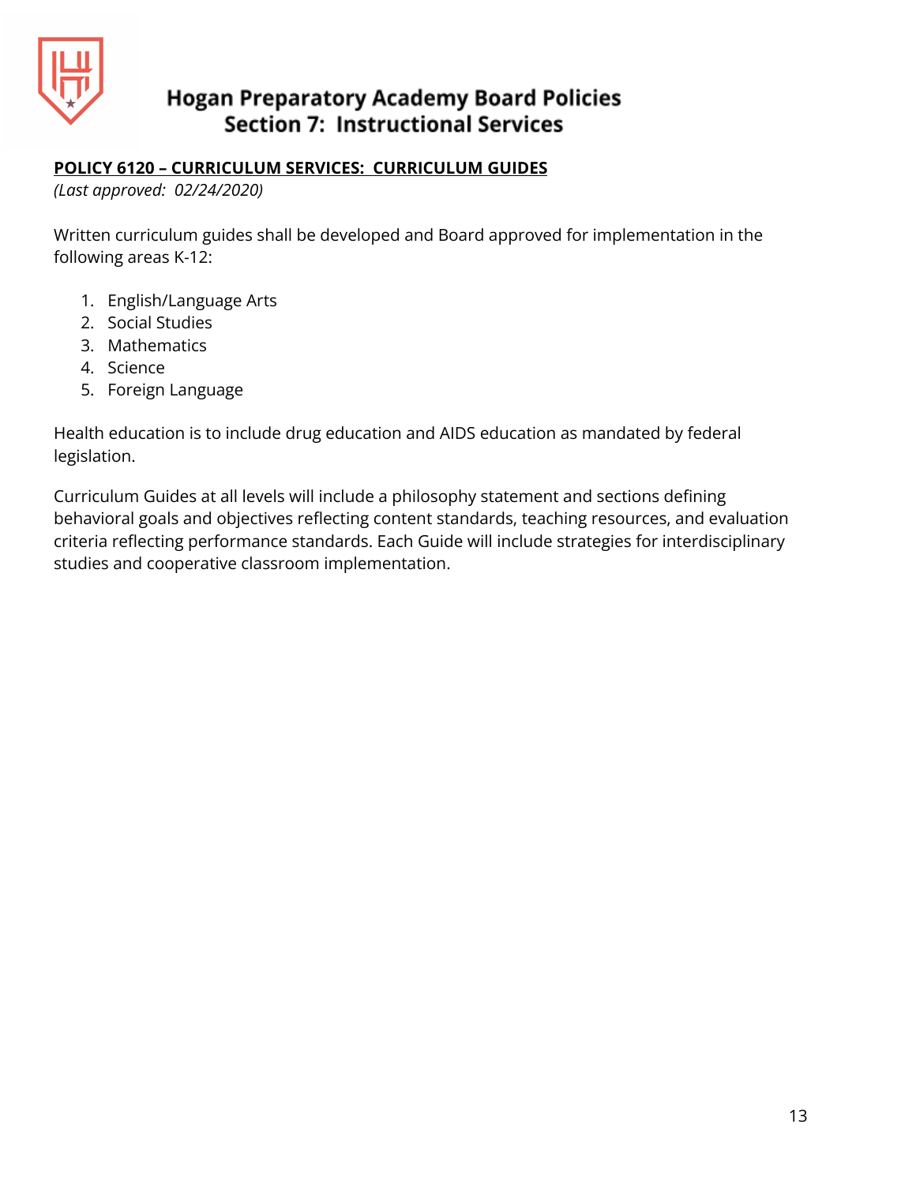**POLICY 6120 – CURRICULUM SERVICES: CURRICULUM GUIDES**

*(Last approved: 02/24/2020)*

Written curriculum guides shall be developed and Board approved for implementation in the following areas K-12:

1. English/Language Arts
2. Social Studies
3. Mathematics
4. Science
5. Foreign Language

Health education is to include drug education and AIDS education as mandated by federal legislation.

Curriculum Guides at all levels will include a philosophy statement and sections defining behavioral goals and objectives reflecting content standards, teaching resources, and evaluation criteria reflecting performance standards. Each Guide will include strategies for interdisciplinary studies and cooperative classroom implementation.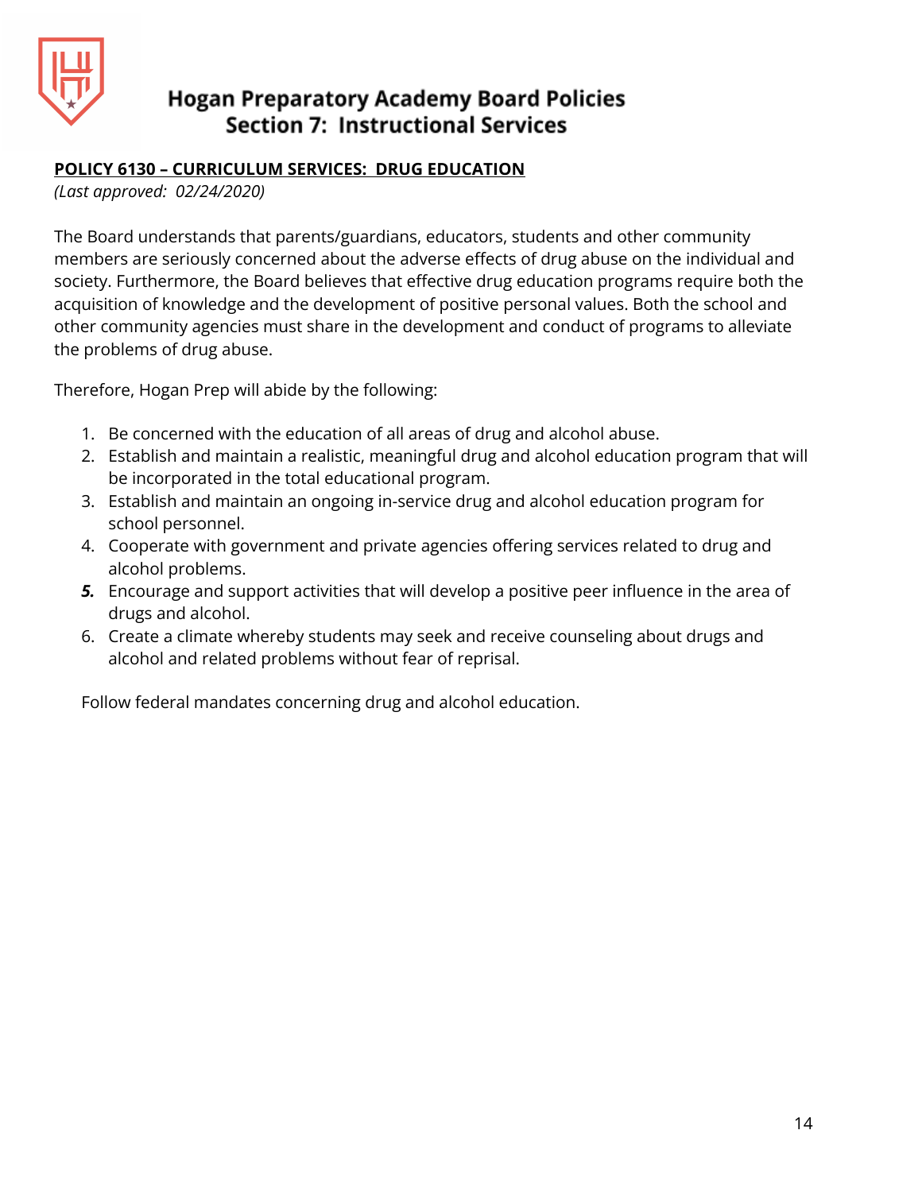# Hogan Preparatory Academy Board Policies
## Section 7: Instructional Services

**POLICY 6130 – CURRICULUM SERVICES: DRUG EDUCATION**
*(Last approved: 02/24/2020)*

The Board understands that parents/guardians, educators, students and other community members are seriously concerned about the adverse effects of drug abuse on the individual and society. Furthermore, the Board believes that effective drug education programs require both the acquisition of knowledge and the development of positive personal values. Both the school and other community agencies must share in the development and conduct of programs to alleviate the problems of drug abuse.

Therefore, Hogan Prep will abide by the following:

1. Be concerned with the education of all areas of drug and alcohol abuse.
2. Establish and maintain a realistic, meaningful drug and alcohol education program that will be incorporated in the total educational program.
3. Establish and maintain an ongoing in-service drug and alcohol education program for school personnel.
4. Cooperate with government and private agencies offering services related to drug and alcohol problems.
5. Encourage and support activities that will develop a positive peer influence in the area of drugs and alcohol.
6. Create a climate whereby students may seek and receive counseling about drugs and alcohol and related problems without fear of reprisal.

Follow federal mandates concerning drug and alcohol education.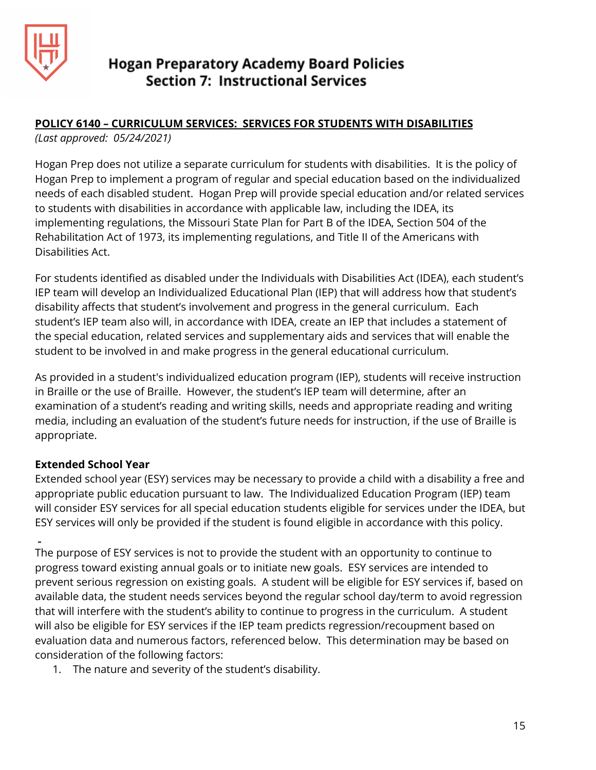# Hogan Preparatory Academy Board Policies
## Section 7: Instructional Services

**POLICY 6140 – CURRICULUM SERVICES: SERVICES FOR STUDENTS WITH DISABILITIES**

*(Last approved: 05/24/2021)*

Hogan Prep does not utilize a separate curriculum for students with disabilities. It is the policy of Hogan Prep to implement a program of regular and special education based on the individualized needs of each disabled student. Hogan Prep will provide special education and/or related services to students with disabilities in accordance with applicable law, including the IDEA, its implementing regulations, the Missouri State Plan for Part B of the IDEA, Section 504 of the Rehabilitation Act of 1973, its implementing regulations, and Title II of the Americans with Disabilities Act.

For students identified as disabled under the Individuals with Disabilities Act (IDEA), each student's IEP team will develop an Individualized Educational Plan (IEP) that will address how that student's disability affects that student's involvement and progress in the general curriculum. Each student's IEP team also will, in accordance with IDEA, create an IEP that includes a statement of the special education, related services and supplementary aids and services that will enable the student to be involved in and make progress in the general educational curriculum.

As provided in a student's individualized education program (IEP), students will receive instruction in Braille or the use of Braille. However, the student's IEP team will determine, after an examination of a student's reading and writing skills, needs and appropriate reading and writing media, including an evaluation of the student's future needs for instruction, if the use of Braille is appropriate.

**Extended School Year**

Extended school year (ESY) services may be necessary to provide a child with a disability a free and appropriate public education pursuant to law. The Individualized Education Program (IEP) team will consider ESY services for all special education students eligible for services under the IDEA, but ESY services will only be provided if the student is found eligible in accordance with this policy.

The purpose of ESY services is not to provide the student with an opportunity to continue to progress toward existing annual goals or to initiate new goals. ESY services are intended to prevent serious regression on existing goals. A student will be eligible for ESY services if, based on available data, the student needs services beyond the regular school day/term to avoid regression that will interfere with the student's ability to continue to progress in the curriculum. A student will also be eligible for ESY services if the IEP team predicts regression/recoupment based on evaluation data and numerous factors, referenced below. This determination may be based on consideration of the following factors:

1. The nature and severity of the student's disability.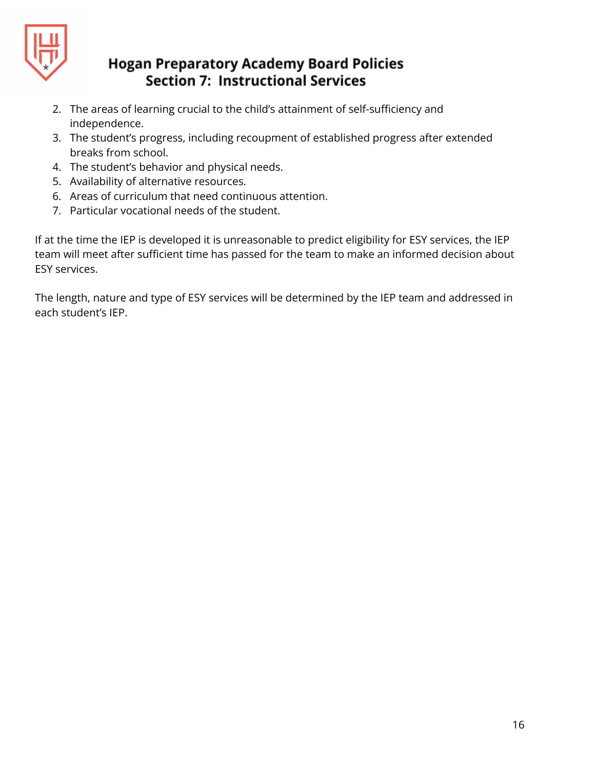2. The areas of learning crucial to the child's attainment of self-sufficiency and independence.
3. The student's progress, including recoupment of established progress after extended breaks from school.
4. The student's behavior and physical needs.
5. Availability of alternative resources.
6. Areas of curriculum that need continuous attention.
7. Particular vocational needs of the student.

If at the time the IEP is developed it is unreasonable to predict eligibility for ESY services, the IEP team will meet after sufficient time has passed for the team to make an informed decision about ESY services.

The length, nature and type of ESY services will be determined by the IEP team and addressed in each student's IEP.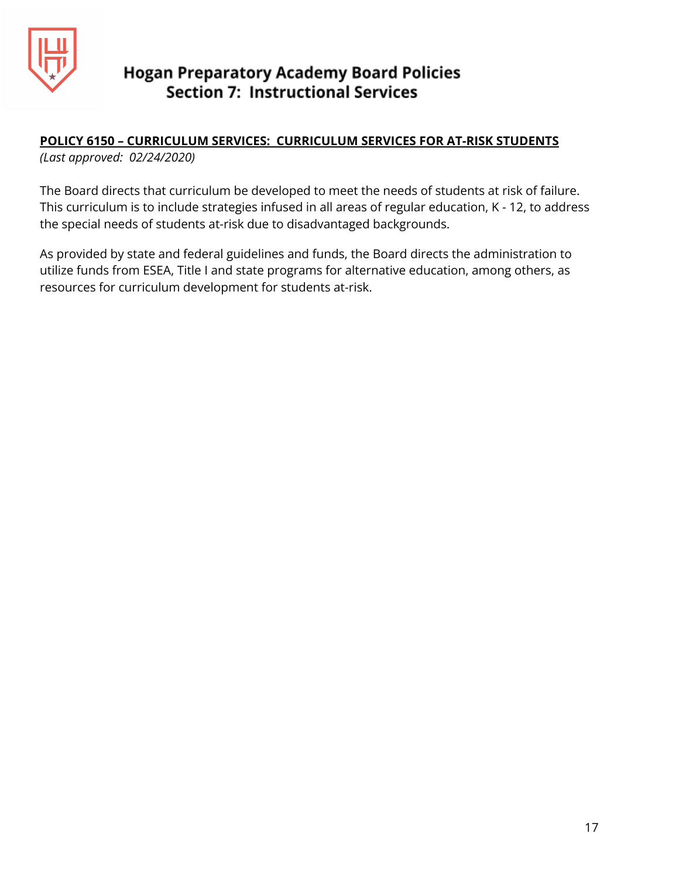# Hogan Preparatory Academy Board Policies
## Section 7: Instructional Services

**POLICY 6150 – CURRICULUM SERVICES: CURRICULUM SERVICES FOR AT-RISK STUDENTS**

*(Last approved: 02/24/2020)*

The Board directs that curriculum be developed to meet the needs of students at risk of failure. This curriculum is to include strategies infused in all areas of regular education, K - 12, to address the special needs of students at-risk due to disadvantaged backgrounds.

As provided by state and federal guidelines and funds, the Board directs the administration to utilize funds from ESEA, Title I and state programs for alternative education, among others, as resources for curriculum development for students at-risk.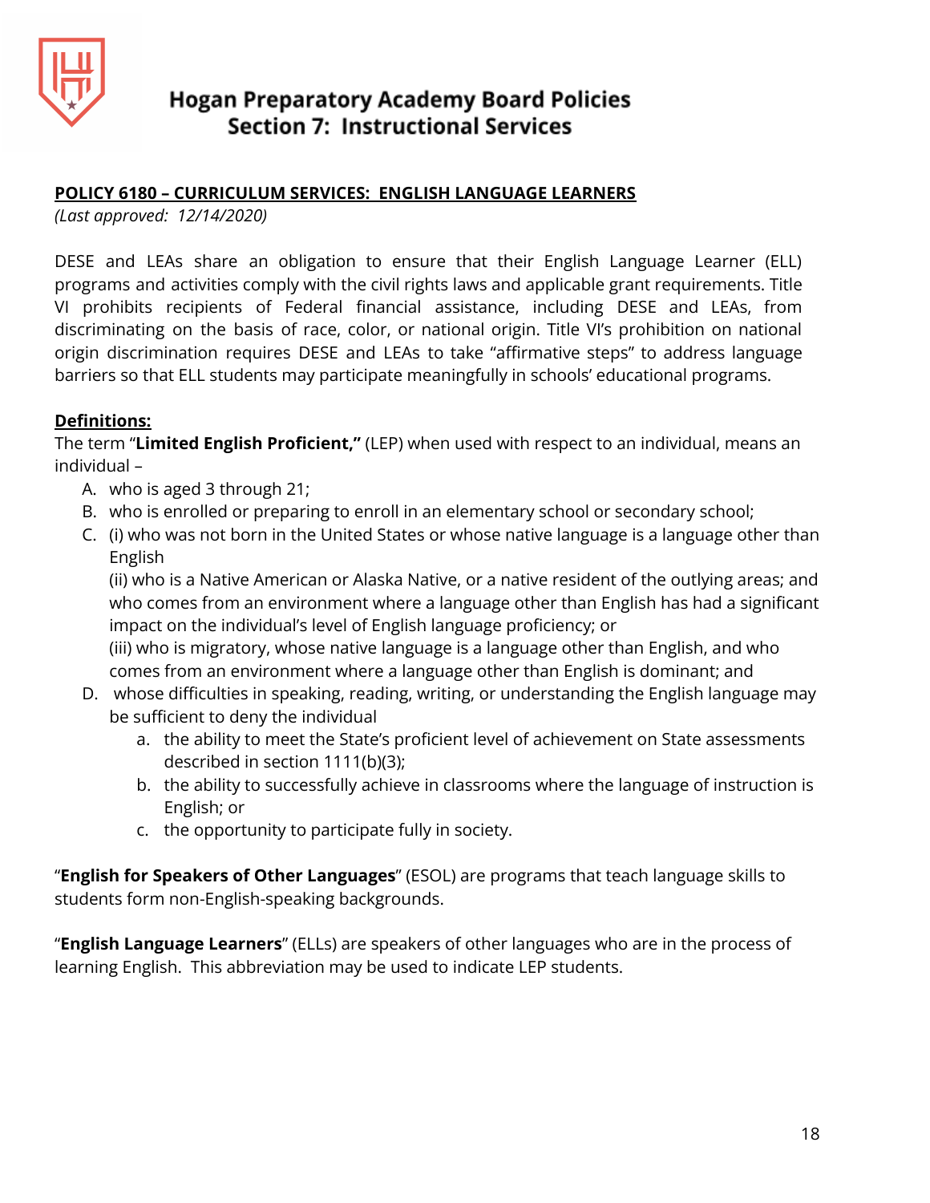# Hogan Preparatory Academy Board Policies
## Section 7: Instructional Services

**POLICY 6180 – CURRICULUM SERVICES: ENGLISH LANGUAGE LEARNERS**

*(Last approved: 12/14/2020)*

DESE and LEAs share an obligation to ensure that their English Language Learner (ELL) programs and activities comply with the civil rights laws and applicable grant requirements. Title VI prohibits recipients of Federal financial assistance, including DESE and LEAs, from discriminating on the basis of race, color, or national origin. Title VI's prohibition on national origin discrimination requires DESE and LEAs to take "affirmative steps" to address language barriers so that ELL students may participate meaningfully in schools' educational programs.

**Definitions:**

The term "**Limited English Proficient,"** (LEP) when used with respect to an individual, means an individual –

A. who is aged 3 through 21;
B. who is enrolled or preparing to enroll in an elementary school or secondary school;
C. (i) who was not born in the United States or whose native language is a language other than English
   (ii) who is a Native American or Alaska Native, or a native resident of the outlying areas; and who comes from an environment where a language other than English has had a significant impact on the individual's level of English language proficiency; or
   (iii) who is migratory, whose native language is a language other than English, and who comes from an environment where a language other than English is dominant; and
D. whose difficulties in speaking, reading, writing, or understanding the English language may be sufficient to deny the individual
   a. the ability to meet the State's proficient level of achievement on State assessments described in section 1111(b)(3);
   b. the ability to successfully achieve in classrooms where the language of instruction is English; or
   c. the opportunity to participate fully in society.

"**English for Speakers of Other Languages**" (ESOL) are programs that teach language skills to students form non-English-speaking backgrounds.

"**English Language Learners**" (ELLs) are speakers of other languages who are in the process of learning English. This abbreviation may be used to indicate LEP students.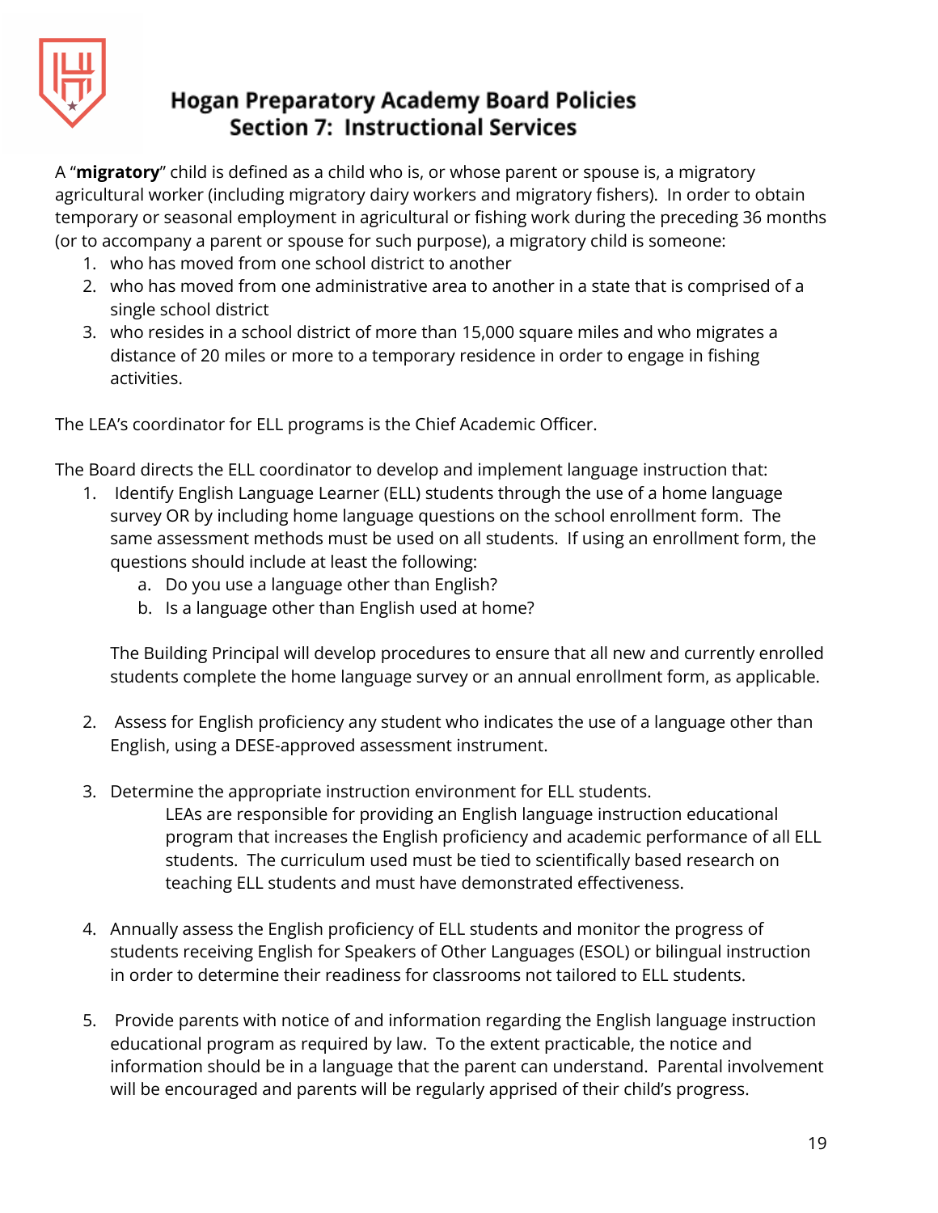A "**migratory**" child is defined as a child who is, or whose parent or spouse is, a migratory agricultural worker (including migratory dairy workers and migratory fishers). In order to obtain temporary or seasonal employment in agricultural or fishing work during the preceding 36 months (or to accompany a parent or spouse for such purpose), a migratory child is someone:

1. who has moved from one school district to another
2. who has moved from one administrative area to another in a state that is comprised of a single school district
3. who resides in a school district of more than 15,000 square miles and who migrates a distance of 20 miles or more to a temporary residence in order to engage in fishing activities.

The LEA's coordinator for ELL programs is the Chief Academic Officer.

The Board directs the ELL coordinator to develop and implement language instruction that:

1. Identify English Language Learner (ELL) students through the use of a home language survey OR by including home language questions on the school enrollment form. The same assessment methods must be used on all students. If using an enrollment form, the questions should include at least the following:
   a. Do you use a language other than English?
   b. Is a language other than English used at home?

   The Building Principal will develop procedures to ensure that all new and currently enrolled students complete the home language survey or an annual enrollment form, as applicable.

2. Assess for English proficiency any student who indicates the use of a language other than English, using a DESE-approved assessment instrument.

3. Determine the appropriate instruction environment for ELL students.

   LEAs are responsible for providing an English language instruction educational program that increases the English proficiency and academic performance of all ELL students. The curriculum used must be tied to scientifically based research on teaching ELL students and must have demonstrated effectiveness.

4. Annually assess the English proficiency of ELL students and monitor the progress of students receiving English for Speakers of Other Languages (ESOL) or bilingual instruction in order to determine their readiness for classrooms not tailored to ELL students.

5. Provide parents with notice of and information regarding the English language instruction educational program as required by law. To the extent practicable, the notice and information should be in a language that the parent can understand. Parental involvement will be encouraged and parents will be regularly apprised of their child's progress.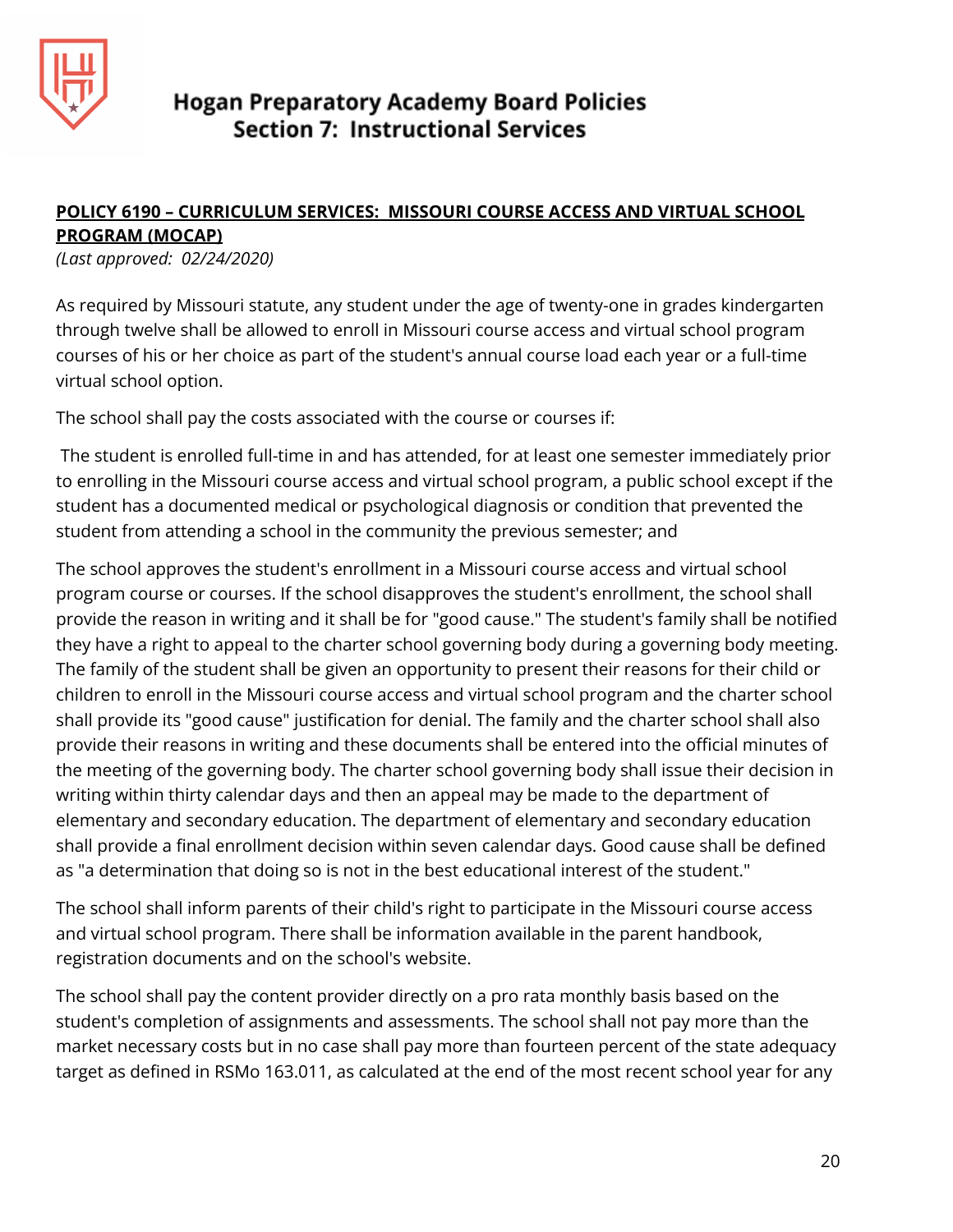# Hogan Preparatory Academy Board Policies
## Section 7: Instructional Services

**POLICY 6190 – CURRICULUM SERVICES: MISSOURI COURSE ACCESS AND VIRTUAL SCHOOL PROGRAM (MOCAP)**

*(Last approved: 02/24/2020)*

As required by Missouri statute, any student under the age of twenty-one in grades kindergarten through twelve shall be allowed to enroll in Missouri course access and virtual school program courses of his or her choice as part of the student's annual course load each year or a full-time virtual school option.

The school shall pay the costs associated with the course or courses if:

The student is enrolled full-time in and has attended, for at least one semester immediately prior to enrolling in the Missouri course access and virtual school program, a public school except if the student has a documented medical or psychological diagnosis or condition that prevented the student from attending a school in the community the previous semester; and

The school approves the student's enrollment in a Missouri course access and virtual school program course or courses. If the school disapproves the student's enrollment, the school shall provide the reason in writing and it shall be for "good cause." The student's family shall be notified they have a right to appeal to the charter school governing body during a governing body meeting. The family of the student shall be given an opportunity to present their reasons for their child or children to enroll in the Missouri course access and virtual school program and the charter school shall provide its "good cause" justification for denial. The family and the charter school shall also provide their reasons in writing and these documents shall be entered into the official minutes of the meeting of the governing body. The charter school governing body shall issue their decision in writing within thirty calendar days and then an appeal may be made to the department of elementary and secondary education. The department of elementary and secondary education shall provide a final enrollment decision within seven calendar days. Good cause shall be defined as "a determination that doing so is not in the best educational interest of the student."

The school shall inform parents of their child's right to participate in the Missouri course access and virtual school program. There shall be information available in the parent handbook, registration documents and on the school's website.

The school shall pay the content provider directly on a pro rata monthly basis based on the student's completion of assignments and assessments. The school shall not pay more than the market necessary costs but in no case shall pay more than fourteen percent of the state adequacy target as defined in RSMo 163.011, as calculated at the end of the most recent school year for any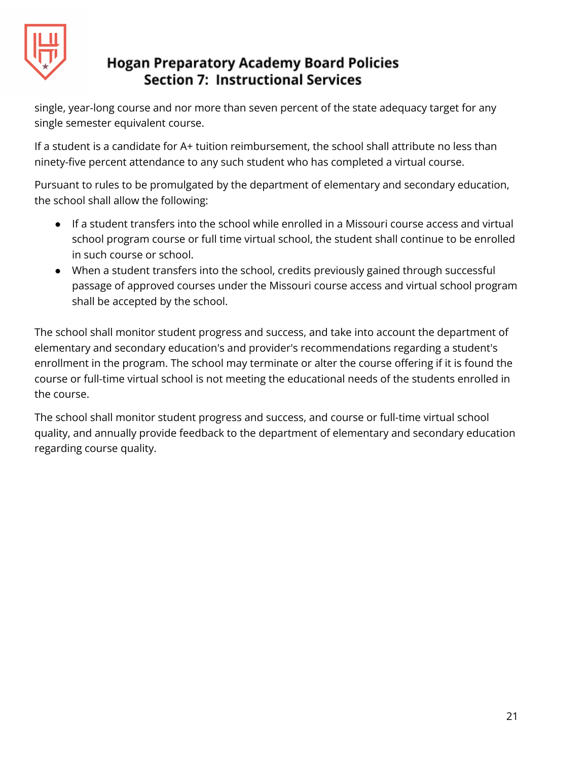single, year-long course and nor more than seven percent of the state adequacy target for any single semester equivalent course.

If a student is a candidate for A+ tuition reimbursement, the school shall attribute no less than ninety-five percent attendance to any such student who has completed a virtual course.

Pursuant to rules to be promulgated by the department of elementary and secondary education, the school shall allow the following:

- If a student transfers into the school while enrolled in a Missouri course access and virtual school program course or full time virtual school, the student shall continue to be enrolled in such course or school.
- When a student transfers into the school, credits previously gained through successful passage of approved courses under the Missouri course access and virtual school program shall be accepted by the school.

The school shall monitor student progress and success, and take into account the department of elementary and secondary education's and provider's recommendations regarding a student's enrollment in the program. The school may terminate or alter the course offering if it is found the course or full-time virtual school is not meeting the educational needs of the students enrolled in the course.

The school shall monitor student progress and success, and course or full-time virtual school quality, and annually provide feedback to the department of elementary and secondary education regarding course quality.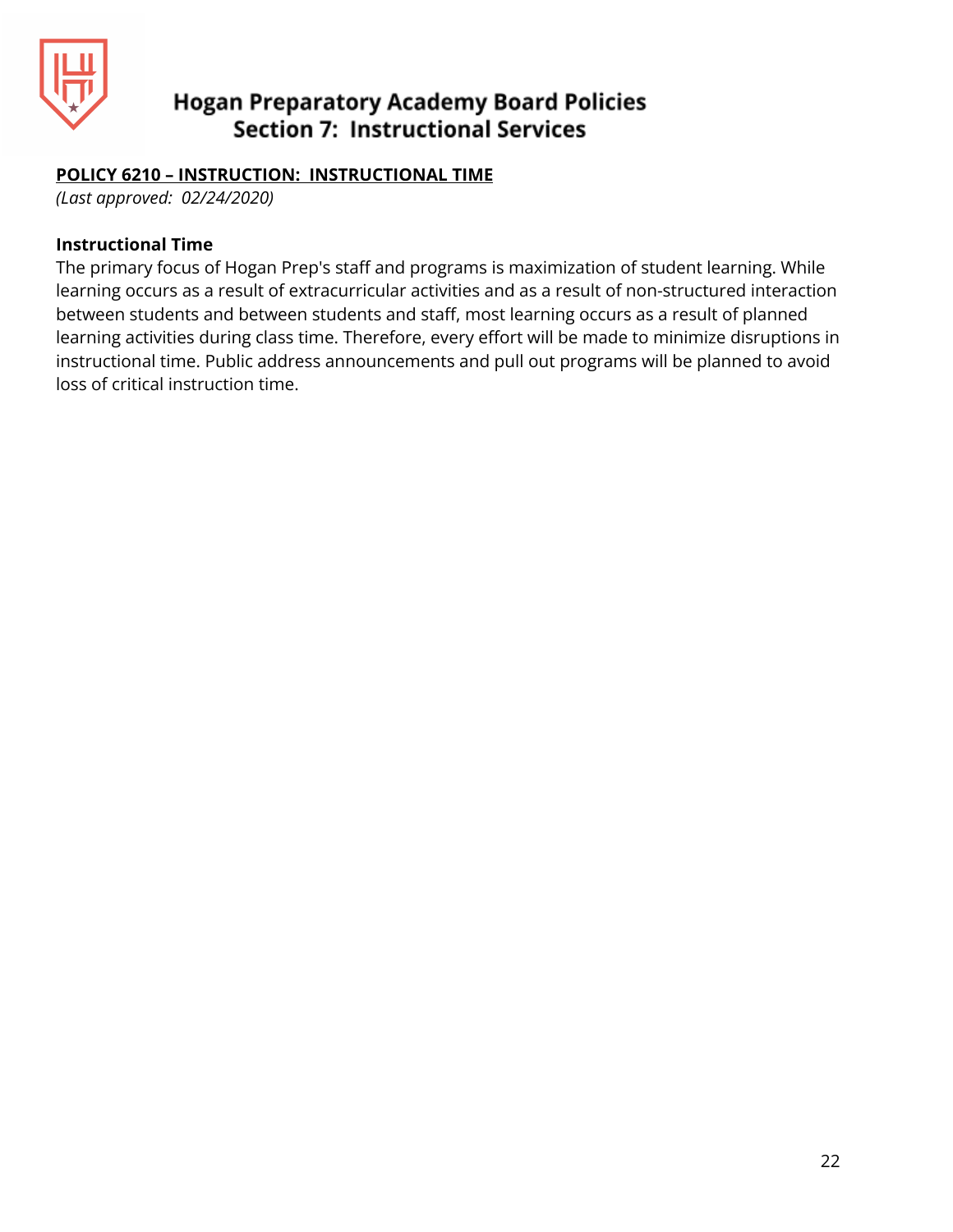## POLICY 6210 – INSTRUCTION: INSTRUCTIONAL TIME

*(Last approved: 02/24/2020)*

### Instructional Time

The primary focus of Hogan Prep's staff and programs is maximization of student learning. While learning occurs as a result of extracurricular activities and as a result of non-structured interaction between students and between students and staff, most learning occurs as a result of planned learning activities during class time. Therefore, every effort will be made to minimize disruptions in instructional time. Public address announcements and pull out programs will be planned to avoid loss of critical instruction time.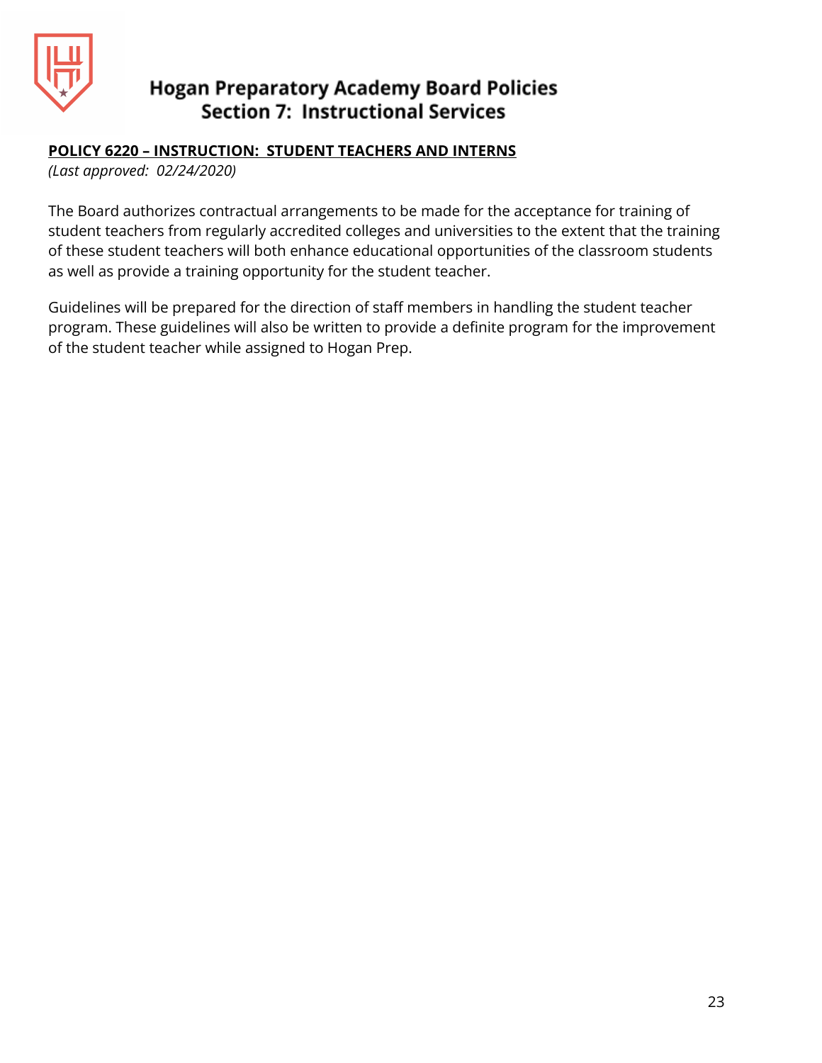## POLICY 6220 – INSTRUCTION: STUDENT TEACHERS AND INTERNS

*(Last approved: 02/24/2020)*

The Board authorizes contractual arrangements to be made for the acceptance for training of student teachers from regularly accredited colleges and universities to the extent that the training of these student teachers will both enhance educational opportunities of the classroom students as well as provide a training opportunity for the student teacher.

Guidelines will be prepared for the direction of staff members in handling the student teacher program. These guidelines will also be written to provide a definite program for the improvement of the student teacher while assigned to Hogan Prep.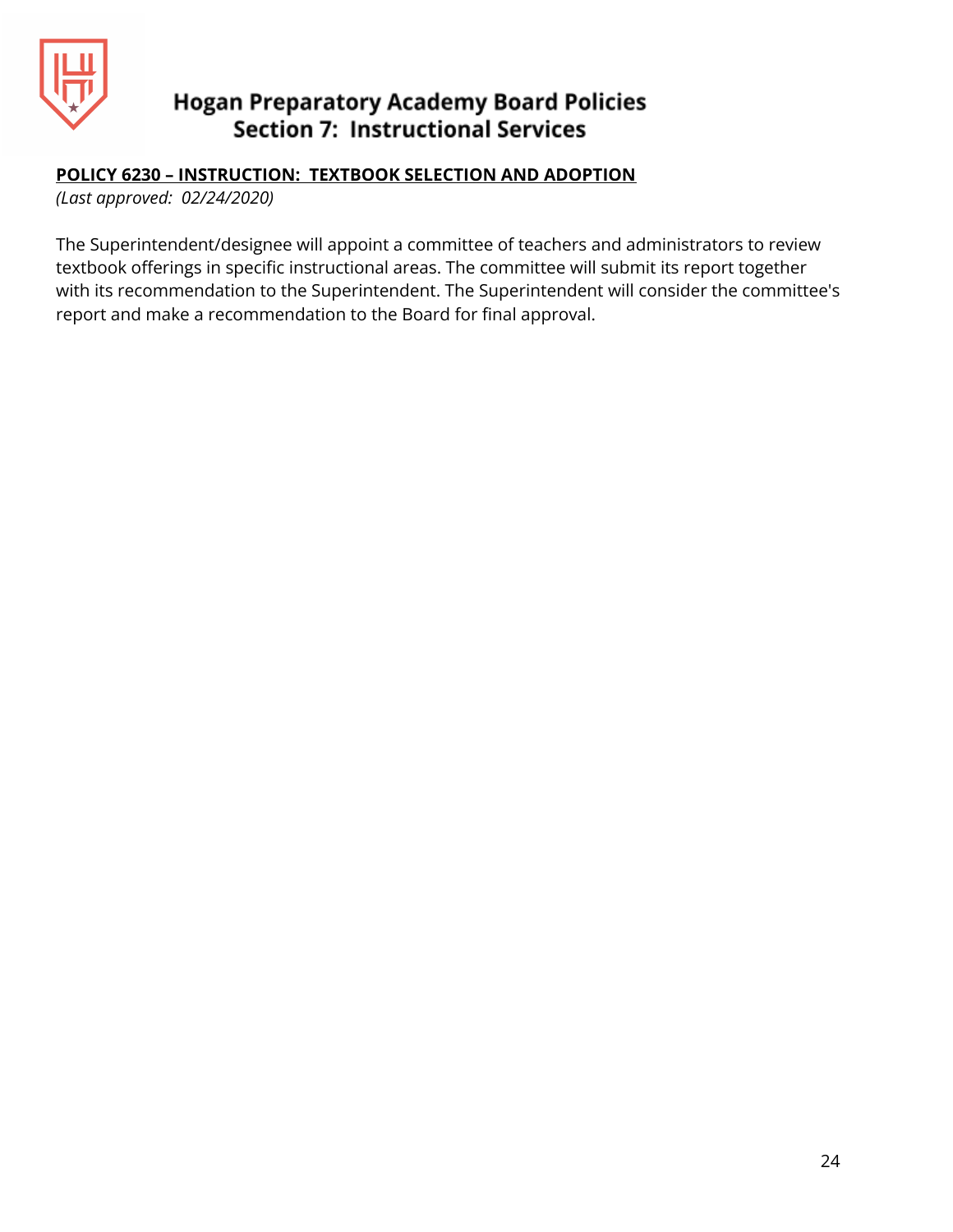## POLICY 6230 – INSTRUCTION: TEXTBOOK SELECTION AND ADOPTION

*(Last approved: 02/24/2020)*

The Superintendent/designee will appoint a committee of teachers and administrators to review textbook offerings in specific instructional areas. The committee will submit its report together with its recommendation to the Superintendent. The Superintendent will consider the committee's report and make a recommendation to the Board for final approval.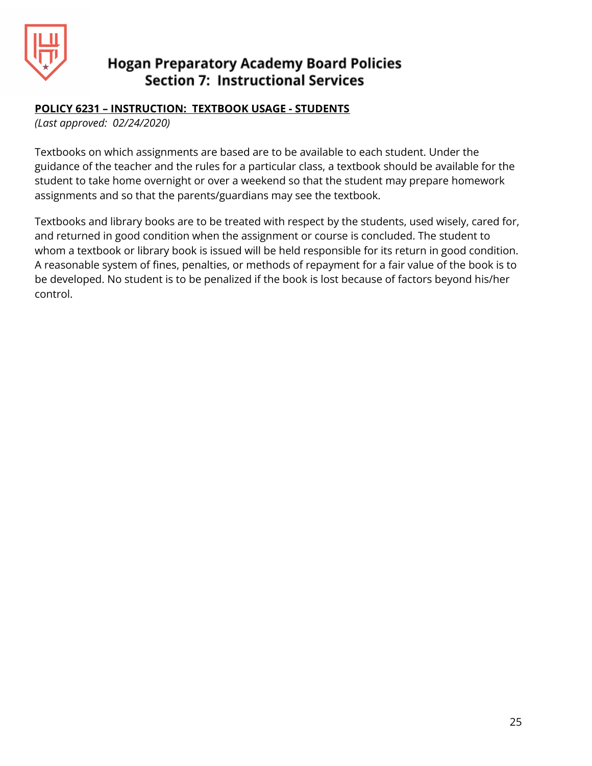# Hogan Preparatory Academy Board Policies
## Section 7: Instructional Services

**POLICY 6231 – INSTRUCTION: TEXTBOOK USAGE - STUDENTS**

*(Last approved: 02/24/2020)*

Textbooks on which assignments are based are to be available to each student. Under the guidance of the teacher and the rules for a particular class, a textbook should be available for the student to take home overnight or over a weekend so that the student may prepare homework assignments and so that the parents/guardians may see the textbook.

Textbooks and library books are to be treated with respect by the students, used wisely, cared for, and returned in good condition when the assignment or course is concluded. The student to whom a textbook or library book is issued will be held responsible for its return in good condition. A reasonable system of fines, penalties, or methods of repayment for a fair value of the book is to be developed. No student is to be penalized if the book is lost because of factors beyond his/her control.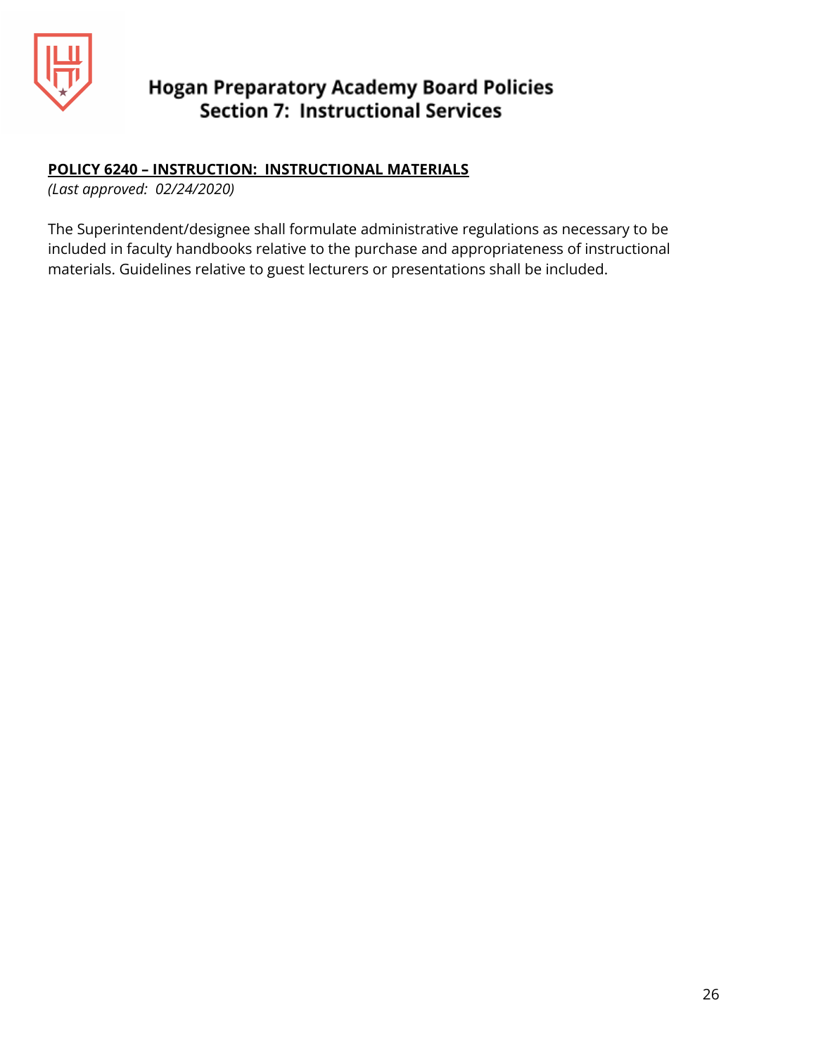**POLICY 6240 – INSTRUCTION: INSTRUCTIONAL MATERIALS**

*(Last approved: 02/24/2020)*

The Superintendent/designee shall formulate administrative regulations as necessary to be included in faculty handbooks relative to the purchase and appropriateness of instructional materials. Guidelines relative to guest lecturers or presentations shall be included.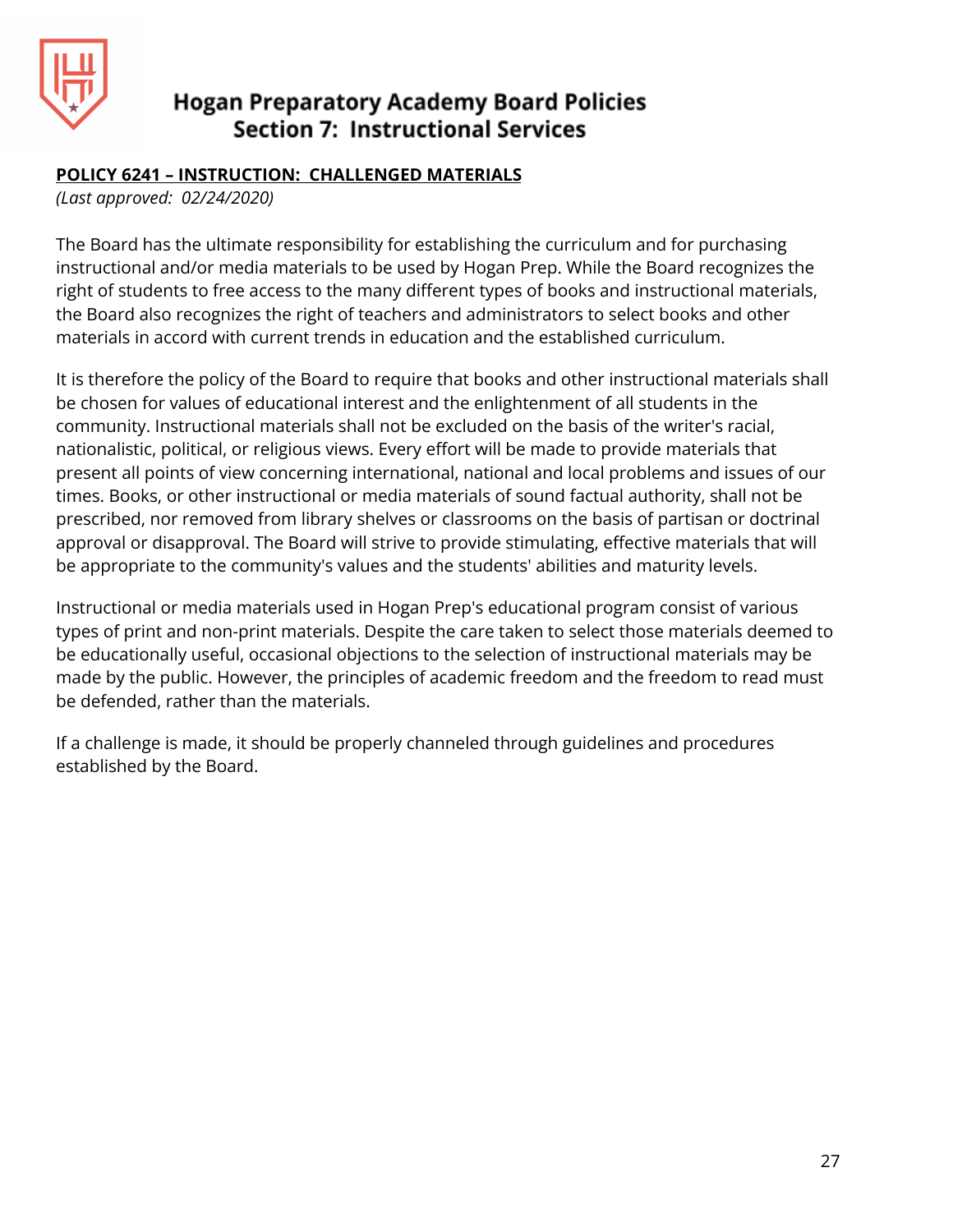# Hogan Preparatory Academy Board Policies
## Section 7: Instructional Services

**POLICY 6241 – INSTRUCTION: CHALLENGED MATERIALS**

*(Last approved: 02/24/2020)*

The Board has the ultimate responsibility for establishing the curriculum and for purchasing instructional and/or media materials to be used by Hogan Prep. While the Board recognizes the right of students to free access to the many different types of books and instructional materials, the Board also recognizes the right of teachers and administrators to select books and other materials in accord with current trends in education and the established curriculum.

It is therefore the policy of the Board to require that books and other instructional materials shall be chosen for values of educational interest and the enlightenment of all students in the community. Instructional materials shall not be excluded on the basis of the writer's racial, nationalistic, political, or religious views. Every effort will be made to provide materials that present all points of view concerning international, national and local problems and issues of our times. Books, or other instructional or media materials of sound factual authority, shall not be prescribed, nor removed from library shelves or classrooms on the basis of partisan or doctrinal approval or disapproval. The Board will strive to provide stimulating, effective materials that will be appropriate to the community's values and the students' abilities and maturity levels.

Instructional or media materials used in Hogan Prep's educational program consist of various types of print and non-print materials. Despite the care taken to select those materials deemed to be educationally useful, occasional objections to the selection of instructional materials may be made by the public. However, the principles of academic freedom and the freedom to read must be defended, rather than the materials.

If a challenge is made, it should be properly channeled through guidelines and procedures established by the Board.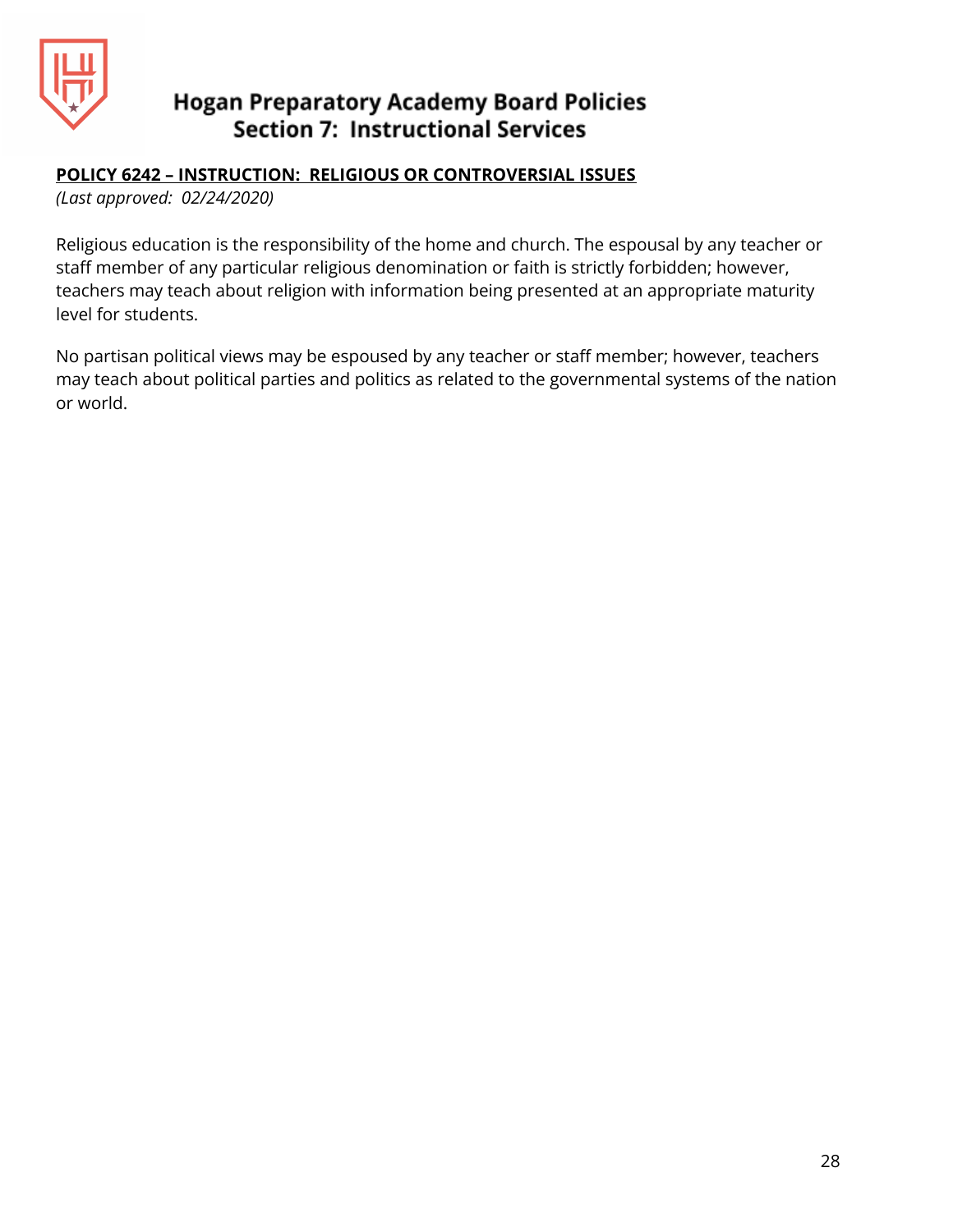**POLICY 6242 – INSTRUCTION: RELIGIOUS OR CONTROVERSIAL ISSUES**

*(Last approved: 02/24/2020)*

Religious education is the responsibility of the home and church. The espousal by any teacher or staff member of any particular religious denomination or faith is strictly forbidden; however, teachers may teach about religion with information being presented at an appropriate maturity level for students.

No partisan political views may be espoused by any teacher or staff member; however, teachers may teach about political parties and politics as related to the governmental systems of the nation or world.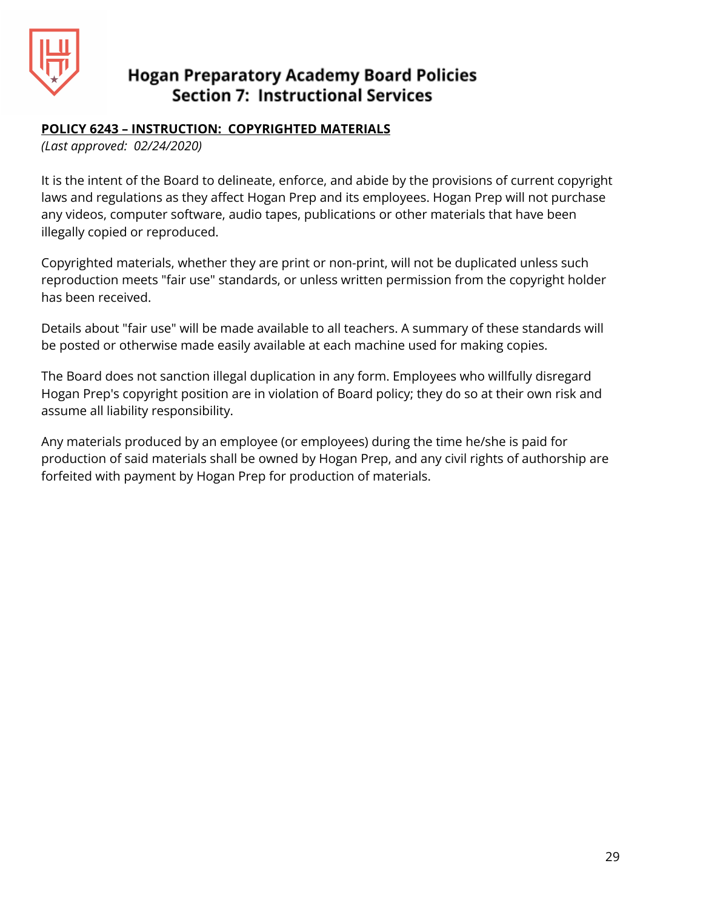# Hogan Preparatory Academy Board Policies
## Section 7: Instructional Services

**POLICY 6243 – INSTRUCTION: COPYRIGHTED MATERIALS**

*(Last approved: 02/24/2020)*

It is the intent of the Board to delineate, enforce, and abide by the provisions of current copyright laws and regulations as they affect Hogan Prep and its employees. Hogan Prep will not purchase any videos, computer software, audio tapes, publications or other materials that have been illegally copied or reproduced.

Copyrighted materials, whether they are print or non-print, will not be duplicated unless such reproduction meets "fair use" standards, or unless written permission from the copyright holder has been received.

Details about "fair use" will be made available to all teachers. A summary of these standards will be posted or otherwise made easily available at each machine used for making copies.

The Board does not sanction illegal duplication in any form. Employees who willfully disregard Hogan Prep's copyright position are in violation of Board policy; they do so at their own risk and assume all liability responsibility.

Any materials produced by an employee (or employees) during the time he/she is paid for production of said materials shall be owned by Hogan Prep, and any civil rights of authorship are forfeited with payment by Hogan Prep for production of materials.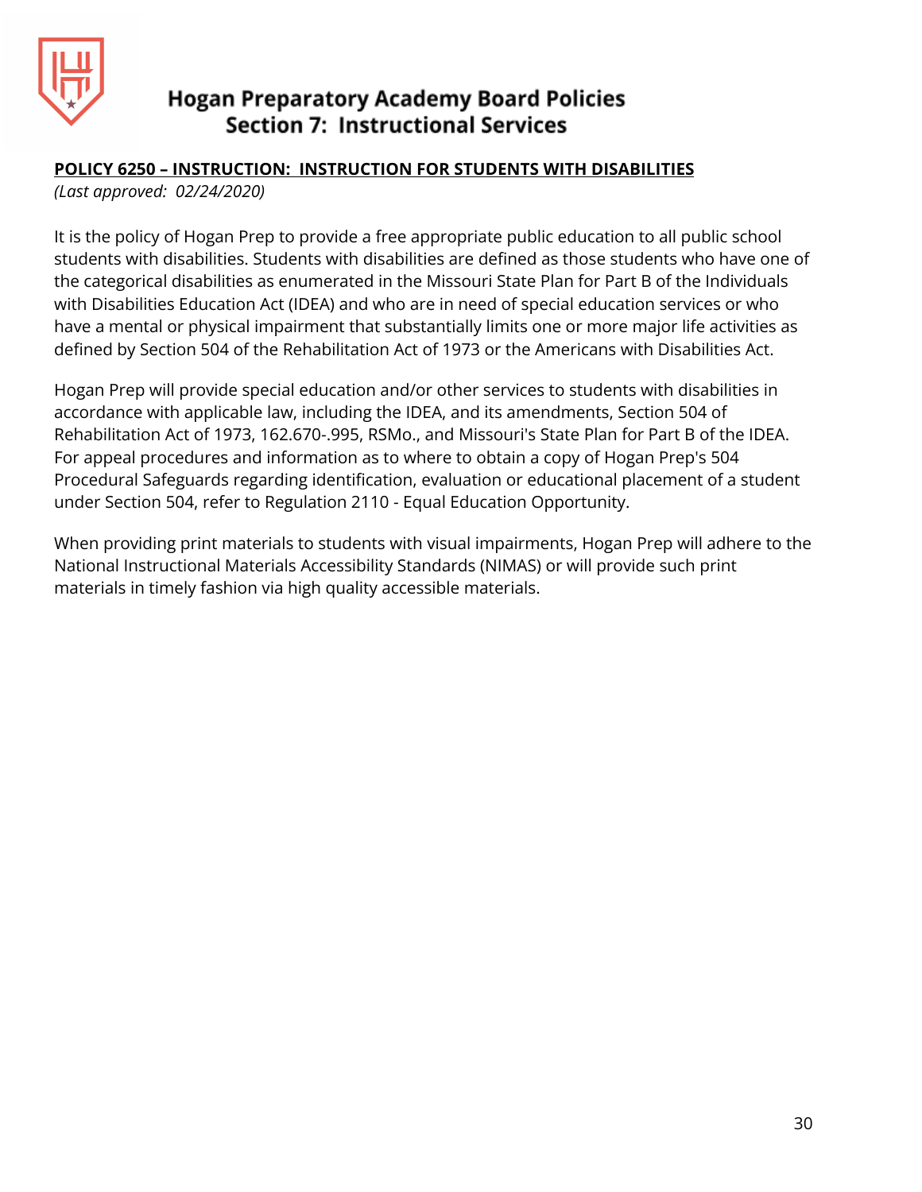# Hogan Preparatory Academy Board Policies
## Section 7: Instructional Services

**POLICY 6250 – INSTRUCTION: INSTRUCTION FOR STUDENTS WITH DISABILITIES**

*(Last approved: 02/24/2020)*

It is the policy of Hogan Prep to provide a free appropriate public education to all public school students with disabilities. Students with disabilities are defined as those students who have one of the categorical disabilities as enumerated in the Missouri State Plan for Part B of the Individuals with Disabilities Education Act (IDEA) and who are in need of special education services or who have a mental or physical impairment that substantially limits one or more major life activities as defined by Section 504 of the Rehabilitation Act of 1973 or the Americans with Disabilities Act.

Hogan Prep will provide special education and/or other services to students with disabilities in accordance with applicable law, including the IDEA, and its amendments, Section 504 of Rehabilitation Act of 1973, 162.670-.995, RSMo., and Missouri's State Plan for Part B of the IDEA. For appeal procedures and information as to where to obtain a copy of Hogan Prep's 504 Procedural Safeguards regarding identification, evaluation or educational placement of a student under Section 504, refer to Regulation 2110 - Equal Education Opportunity.

When providing print materials to students with visual impairments, Hogan Prep will adhere to the National Instructional Materials Accessibility Standards (NIMAS) or will provide such print materials in timely fashion via high quality accessible materials.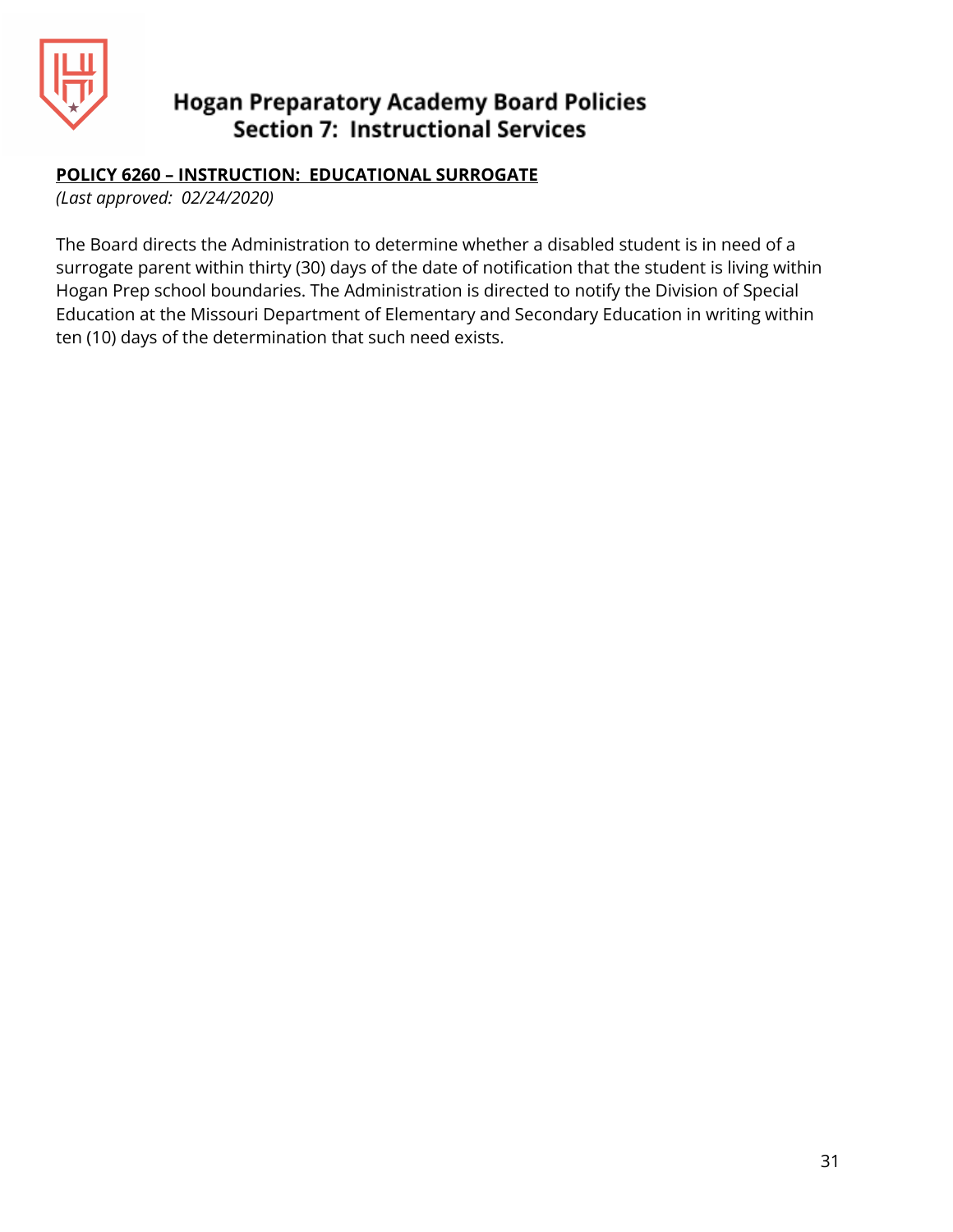**POLICY 6260 – INSTRUCTION: EDUCATIONAL SURROGATE**

*(Last approved: 02/24/2020)*

The Board directs the Administration to determine whether a disabled student is in need of a surrogate parent within thirty (30) days of the date of notification that the student is living within Hogan Prep school boundaries. The Administration is directed to notify the Division of Special Education at the Missouri Department of Elementary and Secondary Education in writing within ten (10) days of the determination that such need exists.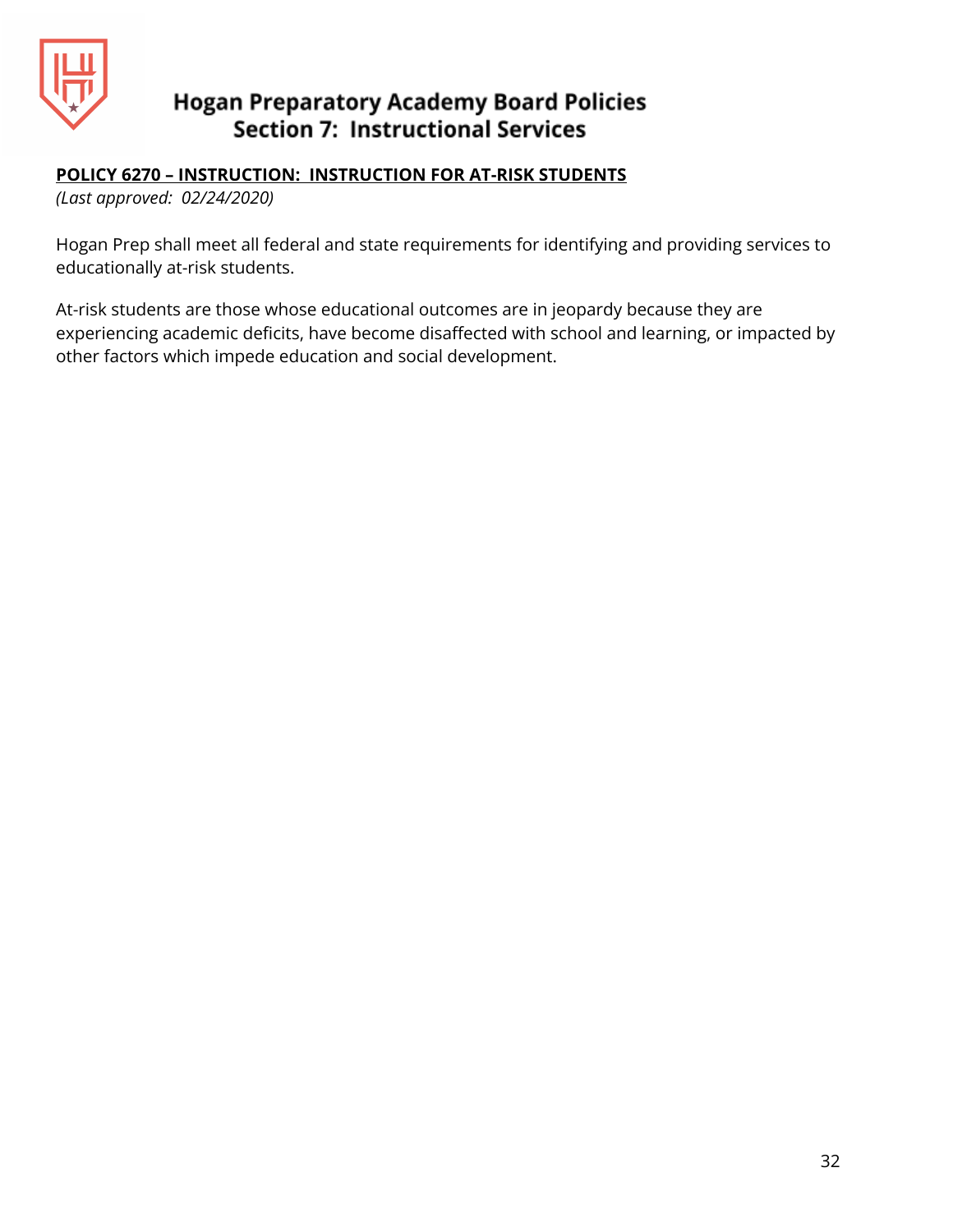**POLICY 6270 – INSTRUCTION: INSTRUCTION FOR AT-RISK STUDENTS**

*(Last approved: 02/24/2020)*

Hogan Prep shall meet all federal and state requirements for identifying and providing services to educationally at-risk students.

At-risk students are those whose educational outcomes are in jeopardy because they are experiencing academic deficits, have become disaffected with school and learning, or impacted by other factors which impede education and social development.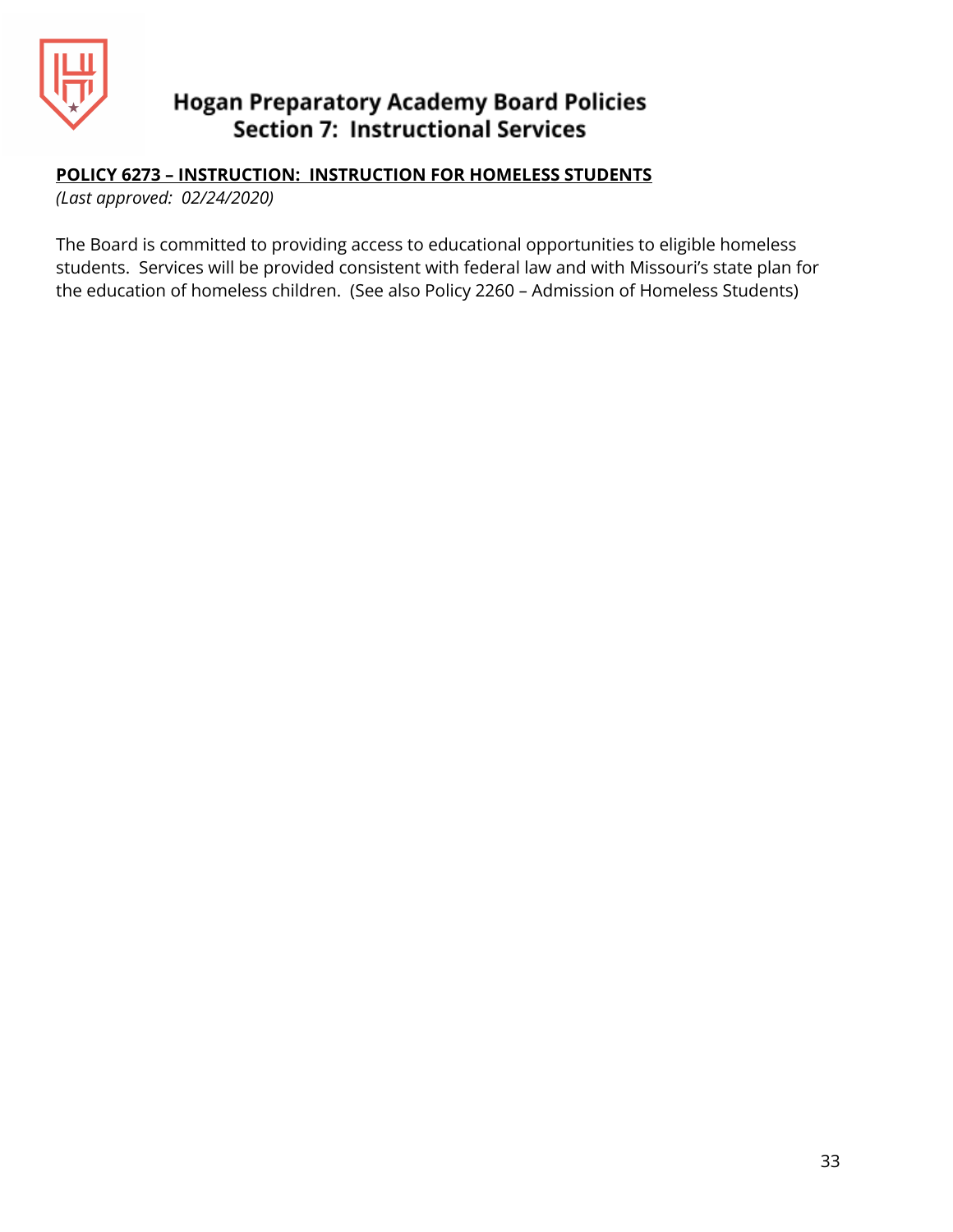# Hogan Preparatory Academy Board Policies
## Section 7: Instructional Services

**POLICY 6273 – INSTRUCTION: INSTRUCTION FOR HOMELESS STUDENTS**

*(Last approved: 02/24/2020)*

The Board is committed to providing access to educational opportunities to eligible homeless students. Services will be provided consistent with federal law and with Missouri's state plan for the education of homeless children. (See also Policy 2260 – Admission of Homeless Students)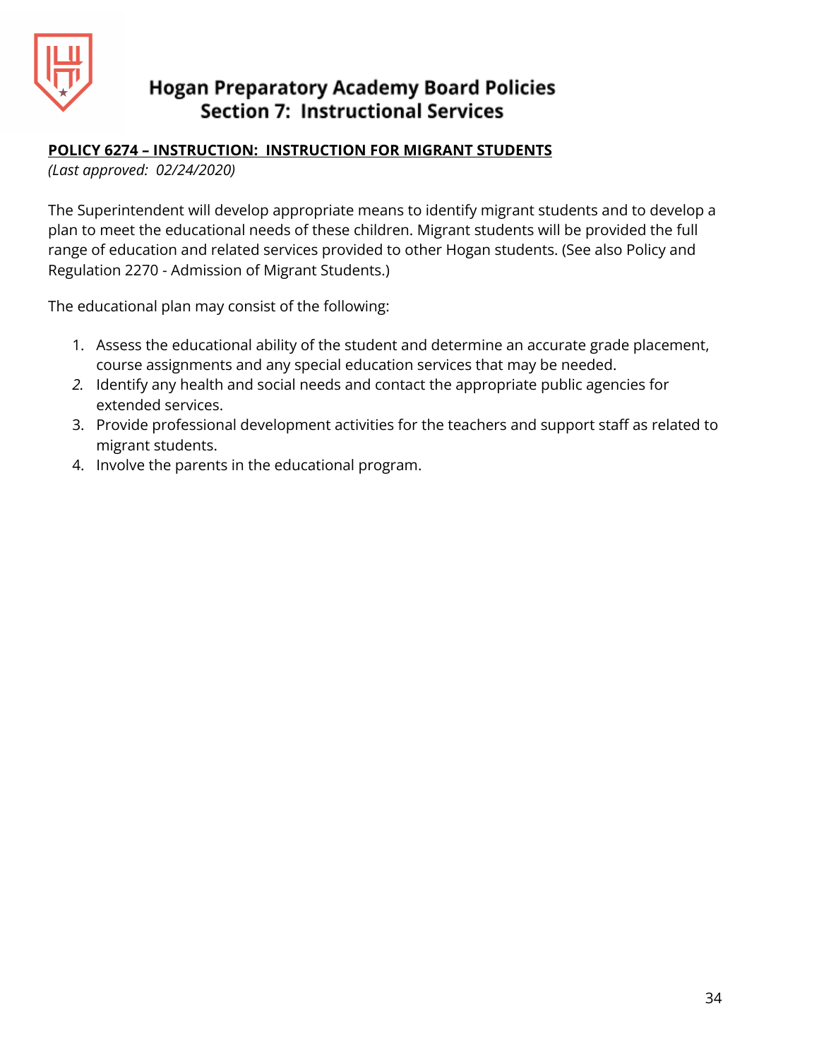**POLICY 6274 – INSTRUCTION: INSTRUCTION FOR MIGRANT STUDENTS**

*(Last approved: 02/24/2020)*

The Superintendent will develop appropriate means to identify migrant students and to develop a plan to meet the educational needs of these children. Migrant students will be provided the full range of education and related services provided to other Hogan students. (See also Policy and Regulation 2270 - Admission of Migrant Students.)

The educational plan may consist of the following:

1. Assess the educational ability of the student and determine an accurate grade placement, course assignments and any special education services that may be needed.
2. Identify any health and social needs and contact the appropriate public agencies for extended services.
3. Provide professional development activities for the teachers and support staff as related to migrant students.
4. Involve the parents in the educational program.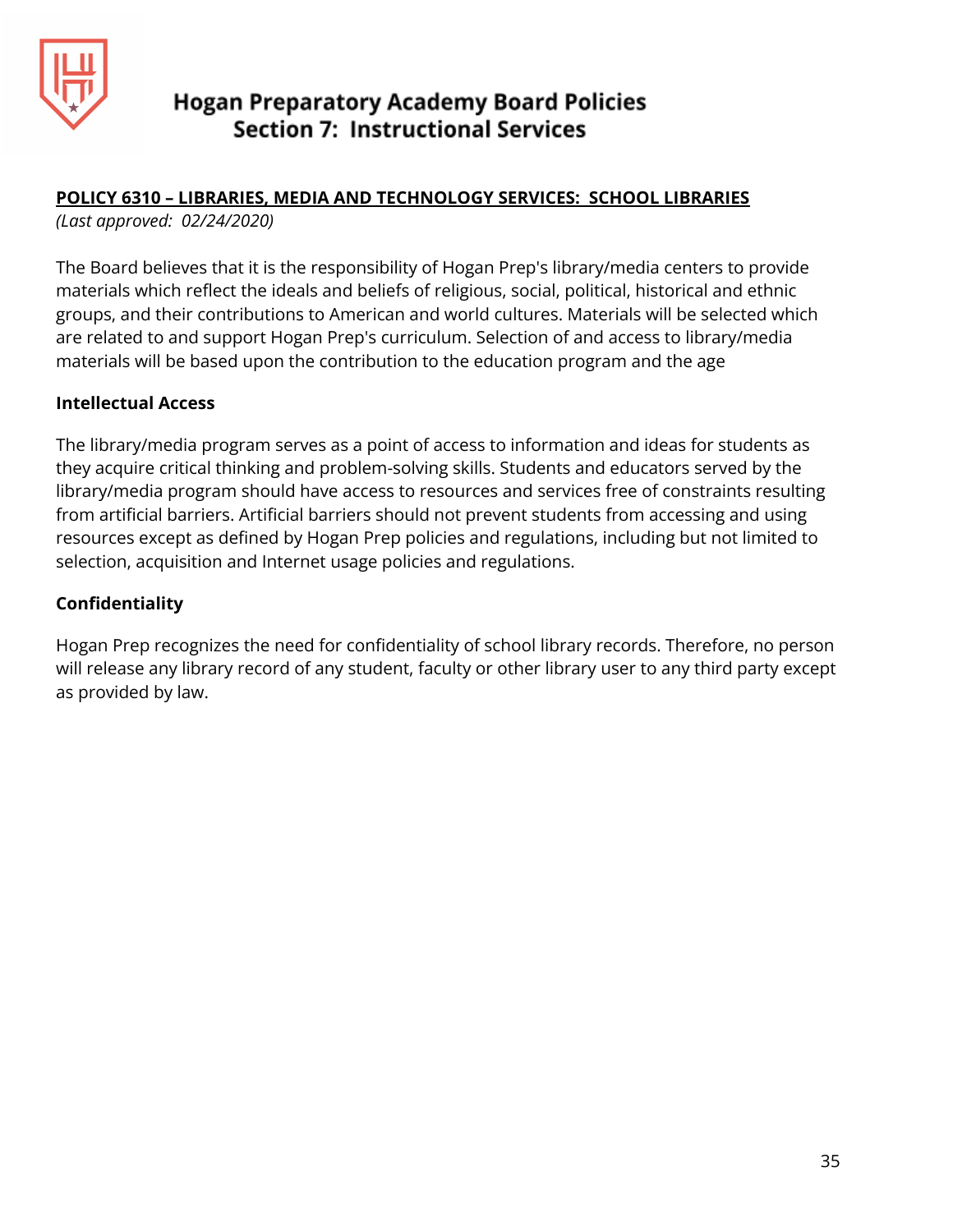# Hogan Preparatory Academy Board Policies
## Section 7: Instructional Services

**POLICY 6310 – LIBRARIES, MEDIA AND TECHNOLOGY SERVICES: SCHOOL LIBRARIES**

*(Last approved: 02/24/2020)*

The Board believes that it is the responsibility of Hogan Prep's library/media centers to provide materials which reflect the ideals and beliefs of religious, social, political, historical and ethnic groups, and their contributions to American and world cultures. Materials will be selected which are related to and support Hogan Prep's curriculum. Selection of and access to library/media materials will be based upon the contribution to the education program and the age

**Intellectual Access**

The library/media program serves as a point of access to information and ideas for students as they acquire critical thinking and problem-solving skills. Students and educators served by the library/media program should have access to resources and services free of constraints resulting from artificial barriers. Artificial barriers should not prevent students from accessing and using resources except as defined by Hogan Prep policies and regulations, including but not limited to selection, acquisition and Internet usage policies and regulations.

**Confidentiality**

Hogan Prep recognizes the need for confidentiality of school library records. Therefore, no person will release any library record of any student, faculty or other library user to any third party except as provided by law.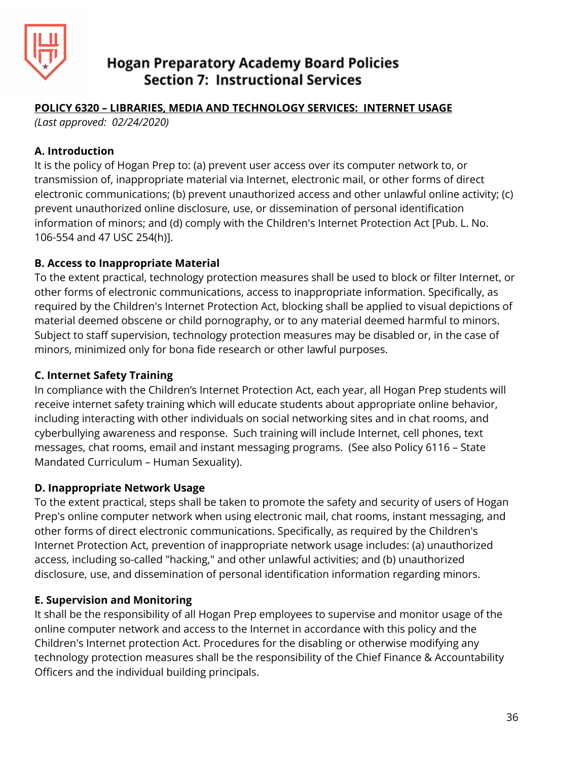# Hogan Preparatory Academy Board Policies
## Section 7: Instructional Services

**POLICY 6320 – LIBRARIES, MEDIA AND TECHNOLOGY SERVICES: INTERNET USAGE**
*(Last approved: 02/24/2020)*

### A. Introduction

It is the policy of Hogan Prep to: (a) prevent user access over its computer network to, or transmission of, inappropriate material via Internet, electronic mail, or other forms of direct electronic communications; (b) prevent unauthorized access and other unlawful online activity; (c) prevent unauthorized online disclosure, use, or dissemination of personal identification information of minors; and (d) comply with the Children's Internet Protection Act [Pub. L. No. 106-554 and 47 USC 254(h)].

### B. Access to Inappropriate Material

To the extent practical, technology protection measures shall be used to block or filter Internet, or other forms of electronic communications, access to inappropriate information. Specifically, as required by the Children's Internet Protection Act, blocking shall be applied to visual depictions of material deemed obscene or child pornography, or to any material deemed harmful to minors. Subject to staff supervision, technology protection measures may be disabled or, in the case of minors, minimized only for bona fide research or other lawful purposes.

### C. Internet Safety Training

In compliance with the Children's Internet Protection Act, each year, all Hogan Prep students will receive internet safety training which will educate students about appropriate online behavior, including interacting with other individuals on social networking sites and in chat rooms, and cyberbullying awareness and response. Such training will include Internet, cell phones, text messages, chat rooms, email and instant messaging programs. (See also Policy 6116 – State Mandated Curriculum – Human Sexuality).

### D. Inappropriate Network Usage

To the extent practical, steps shall be taken to promote the safety and security of users of Hogan Prep's online computer network when using electronic mail, chat rooms, instant messaging, and other forms of direct electronic communications. Specifically, as required by the Children's Internet Protection Act, prevention of inappropriate network usage includes: (a) unauthorized access, including so-called "hacking," and other unlawful activities; and (b) unauthorized disclosure, use, and dissemination of personal identification information regarding minors.

### E. Supervision and Monitoring

It shall be the responsibility of all Hogan Prep employees to supervise and monitor usage of the online computer network and access to the Internet in accordance with this policy and the Children's Internet protection Act. Procedures for the disabling or otherwise modifying any technology protection measures shall be the responsibility of the Chief Finance & Accountability Officers and the individual building principals.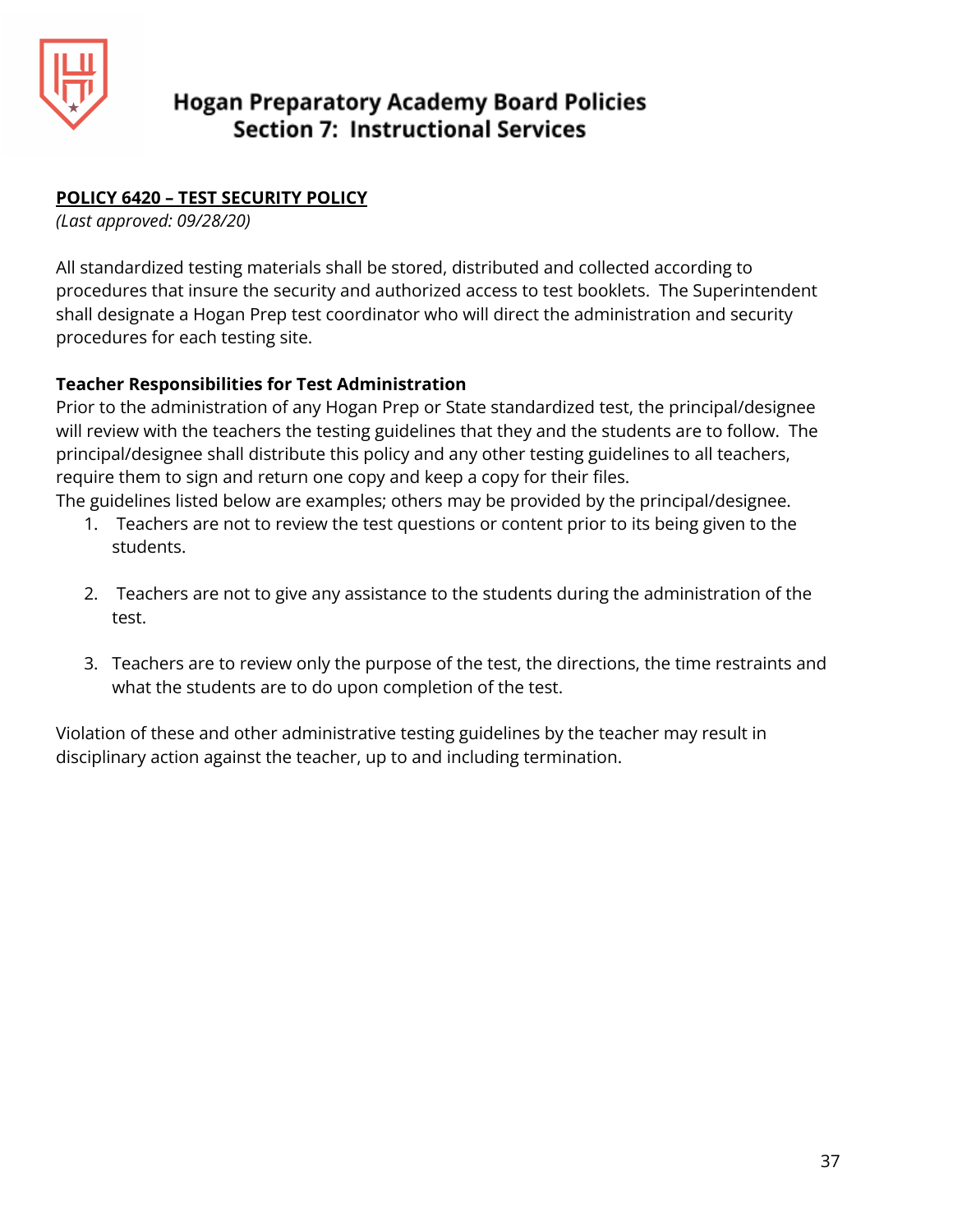# Hogan Preparatory Academy Board Policies
## Section 7: Instructional Services

**POLICY 6420 – TEST SECURITY POLICY**

*(Last approved: 09/28/20)*

All standardized testing materials shall be stored, distributed and collected according to procedures that insure the security and authorized access to test booklets. The Superintendent shall designate a Hogan Prep test coordinator who will direct the administration and security procedures for each testing site.

**Teacher Responsibilities for Test Administration**

Prior to the administration of any Hogan Prep or State standardized test, the principal/designee will review with the teachers the testing guidelines that they and the students are to follow. The principal/designee shall distribute this policy and any other testing guidelines to all teachers, require them to sign and return one copy and keep a copy for their files.

The guidelines listed below are examples; others may be provided by the principal/designee.

1. Teachers are not to review the test questions or content prior to its being given to the students.
2. Teachers are not to give any assistance to the students during the administration of the test.
3. Teachers are to review only the purpose of the test, the directions, the time restraints and what the students are to do upon completion of the test.

Violation of these and other administrative testing guidelines by the teacher may result in disciplinary action against the teacher, up to and including termination.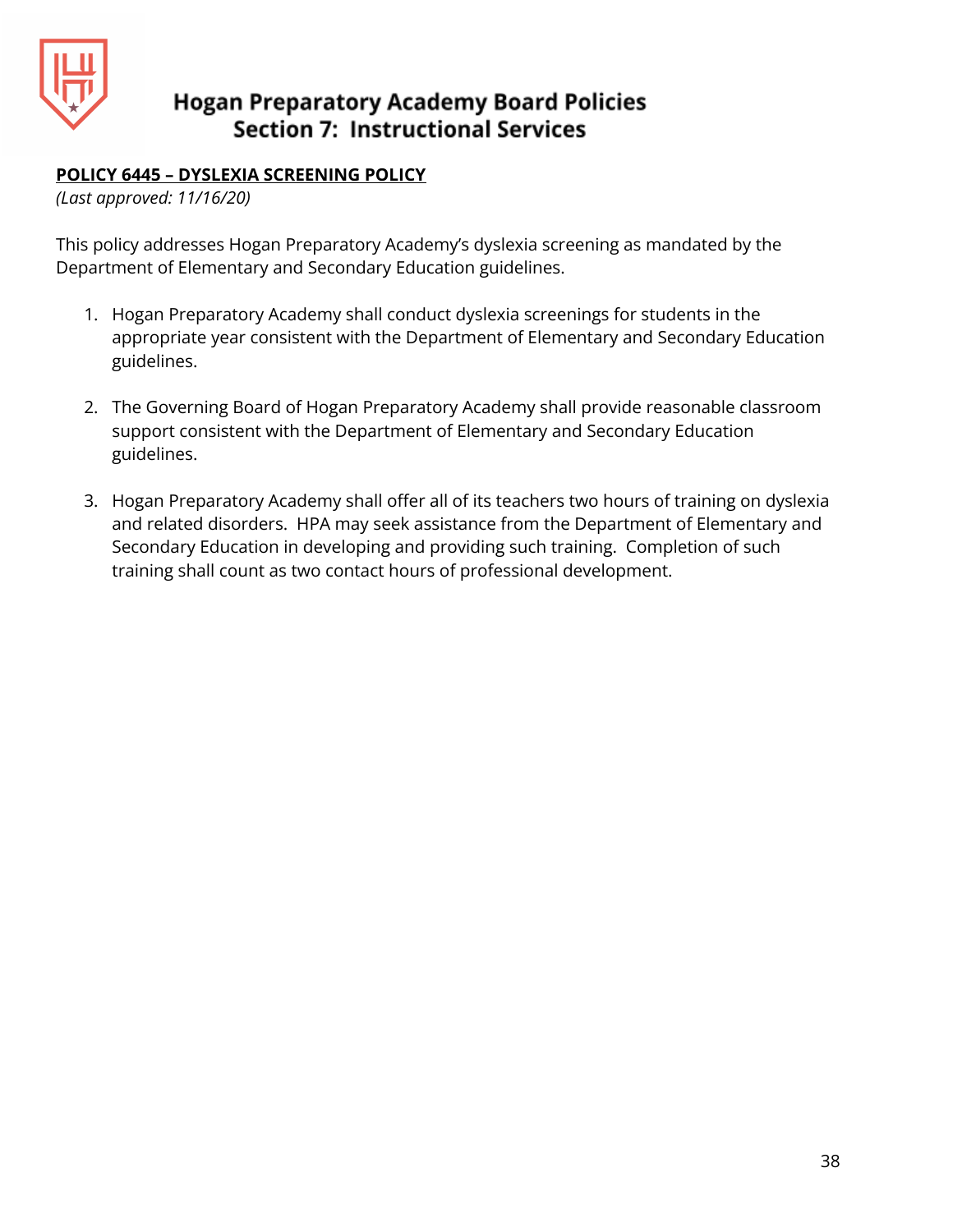# Hogan Preparatory Academy Board Policies
## Section 7: Instructional Services

**POLICY 6445 – DYSLEXIA SCREENING POLICY**

*(Last approved: 11/16/20)*

This policy addresses Hogan Preparatory Academy's dyslexia screening as mandated by the Department of Elementary and Secondary Education guidelines.

1. Hogan Preparatory Academy shall conduct dyslexia screenings for students in the appropriate year consistent with the Department of Elementary and Secondary Education guidelines.

2. The Governing Board of Hogan Preparatory Academy shall provide reasonable classroom support consistent with the Department of Elementary and Secondary Education guidelines.

3. Hogan Preparatory Academy shall offer all of its teachers two hours of training on dyslexia and related disorders. HPA may seek assistance from the Department of Elementary and Secondary Education in developing and providing such training. Completion of such training shall count as two contact hours of professional development.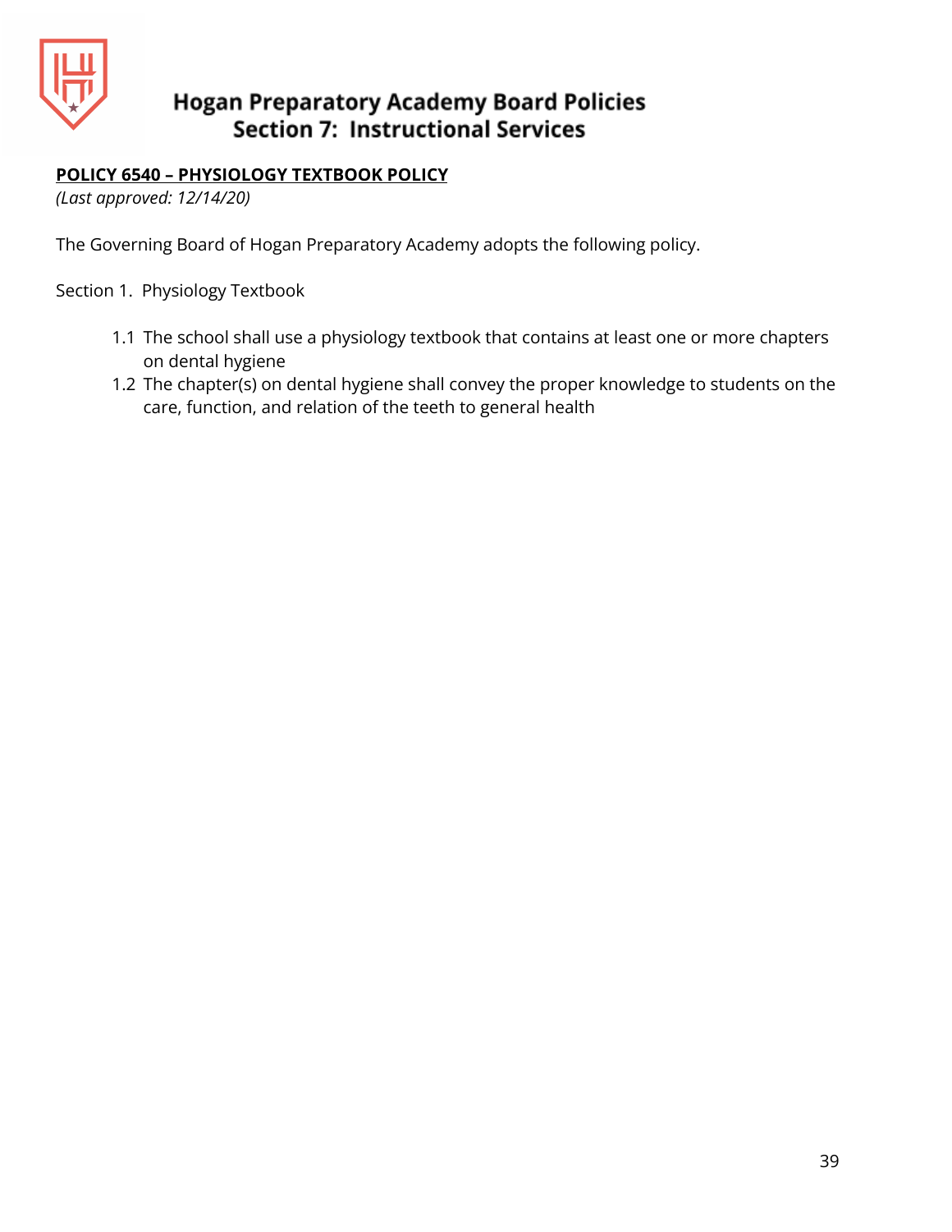# Hogan Preparatory Academy Board Policies
## Section 7: Instructional Services

**POLICY 6540 – PHYSIOLOGY TEXTBOOK POLICY**
*(Last approved: 12/14/20)*

The Governing Board of Hogan Preparatory Academy adopts the following policy.

Section 1. Physiology Textbook

1.1 The school shall use a physiology textbook that contains at least one or more chapters on dental hygiene

1.2 The chapter(s) on dental hygiene shall convey the proper knowledge to students on the care, function, and relation of the teeth to general health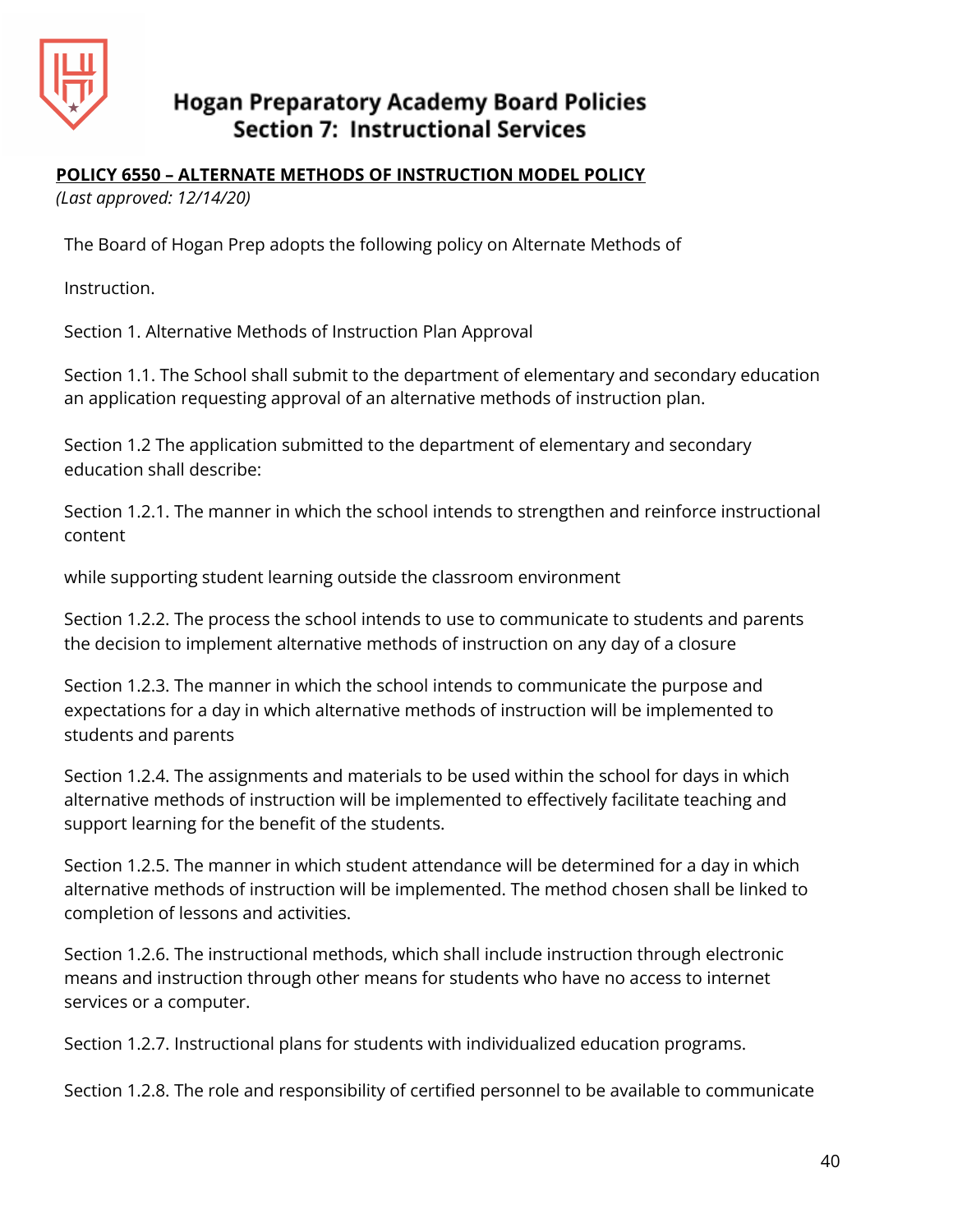# Hogan Preparatory Academy Board Policies
## Section 7: Instructional Services

**POLICY 6550 – ALTERNATE METHODS OF INSTRUCTION MODEL POLICY**

*(Last approved: 12/14/20)*

The Board of Hogan Prep adopts the following policy on Alternate Methods of

Instruction.

Section 1. Alternative Methods of Instruction Plan Approval

Section 1.1. The School shall submit to the department of elementary and secondary education an application requesting approval of an alternative methods of instruction plan.

Section 1.2 The application submitted to the department of elementary and secondary education shall describe:

Section 1.2.1. The manner in which the school intends to strengthen and reinforce instructional content

while supporting student learning outside the classroom environment

Section 1.2.2. The process the school intends to use to communicate to students and parents the decision to implement alternative methods of instruction on any day of a closure

Section 1.2.3. The manner in which the school intends to communicate the purpose and expectations for a day in which alternative methods of instruction will be implemented to students and parents

Section 1.2.4. The assignments and materials to be used within the school for days in which alternative methods of instruction will be implemented to effectively facilitate teaching and support learning for the benefit of the students.

Section 1.2.5. The manner in which student attendance will be determined for a day in which alternative methods of instruction will be implemented. The method chosen shall be linked to completion of lessons and activities.

Section 1.2.6. The instructional methods, which shall include instruction through electronic means and instruction through other means for students who have no access to internet services or a computer.

Section 1.2.7. Instructional plans for students with individualized education programs.

Section 1.2.8. The role and responsibility of certified personnel to be available to communicate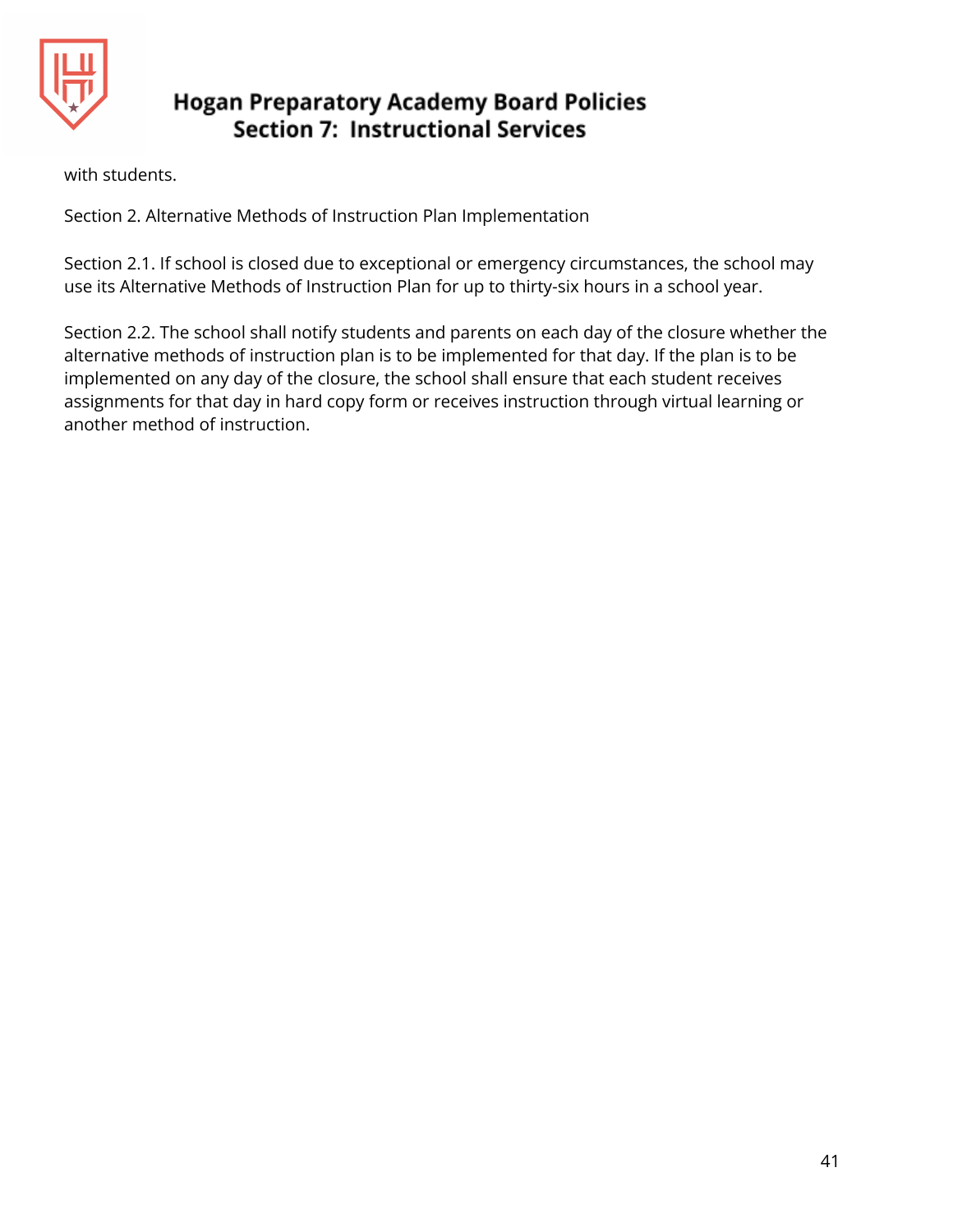with students.

Section 2. Alternative Methods of Instruction Plan Implementation

Section 2.1. If school is closed due to exceptional or emergency circumstances, the school may use its Alternative Methods of Instruction Plan for up to thirty-six hours in a school year.

Section 2.2. The school shall notify students and parents on each day of the closure whether the alternative methods of instruction plan is to be implemented for that day. If the plan is to be implemented on any day of the closure, the school shall ensure that each student receives assignments for that day in hard copy form or receives instruction through virtual learning or another method of instruction.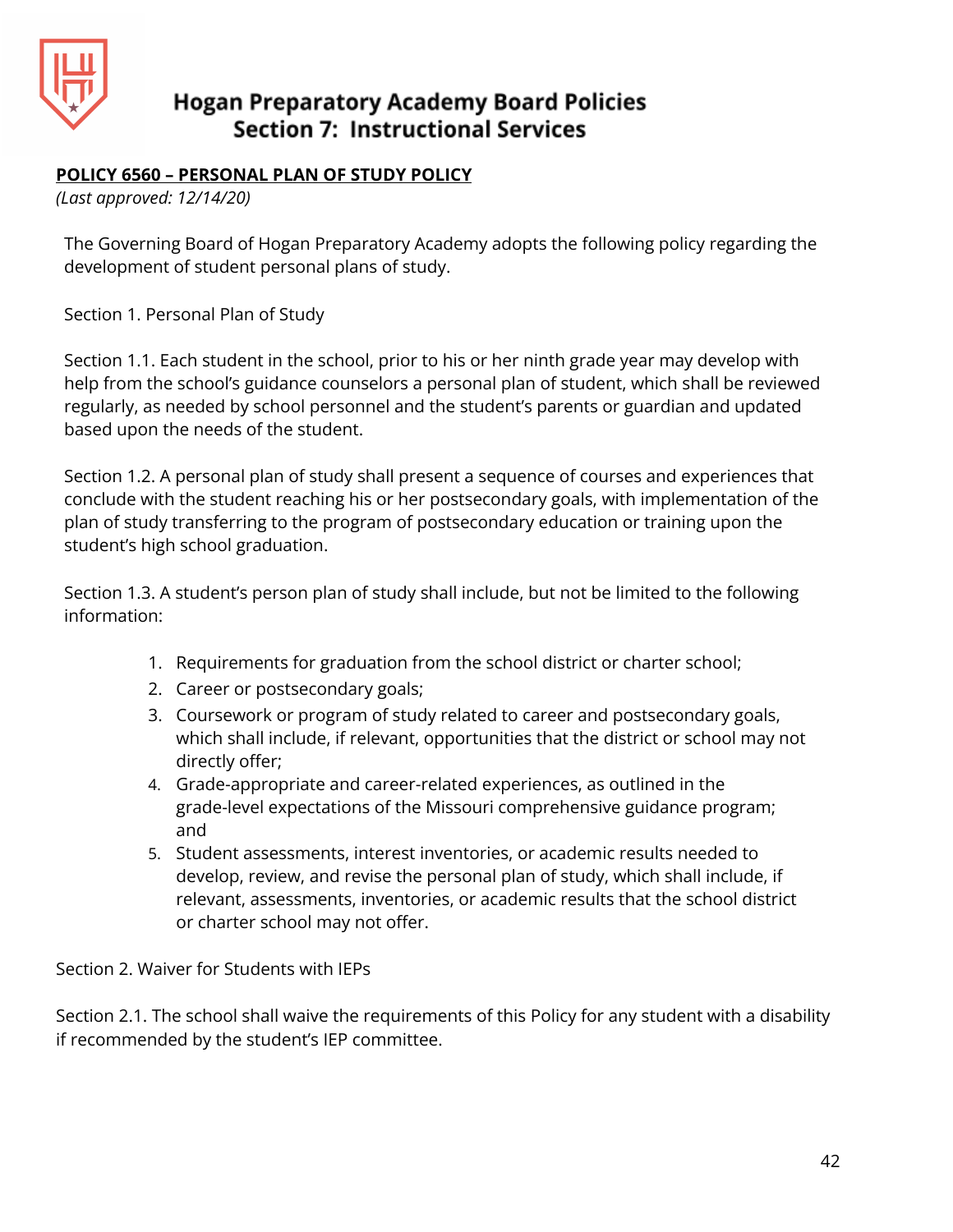# Hogan Preparatory Academy Board Policies
## Section 7: Instructional Services

**POLICY 6560 – PERSONAL PLAN OF STUDY POLICY**

*(Last approved: 12/14/20)*

The Governing Board of Hogan Preparatory Academy adopts the following policy regarding the development of student personal plans of study.

Section 1. Personal Plan of Study

Section 1.1. Each student in the school, prior to his or her ninth grade year may develop with help from the school's guidance counselors a personal plan of student, which shall be reviewed regularly, as needed by school personnel and the student's parents or guardian and updated based upon the needs of the student.

Section 1.2. A personal plan of study shall present a sequence of courses and experiences that conclude with the student reaching his or her postsecondary goals, with implementation of the plan of study transferring to the program of postsecondary education or training upon the student's high school graduation.

Section 1.3. A student's person plan of study shall include, but not be limited to the following information:

1. Requirements for graduation from the school district or charter school;
2. Career or postsecondary goals;
3. Coursework or program of study related to career and postsecondary goals, which shall include, if relevant, opportunities that the district or school may not directly offer;
4. Grade-appropriate and career-related experiences, as outlined in the grade-level expectations of the Missouri comprehensive guidance program; and
5. Student assessments, interest inventories, or academic results needed to develop, review, and revise the personal plan of study, which shall include, if relevant, assessments, inventories, or academic results that the school district or charter school may not offer.

Section 2. Waiver for Students with IEPs

Section 2.1. The school shall waive the requirements of this Policy for any student with a disability if recommended by the student's IEP committee.